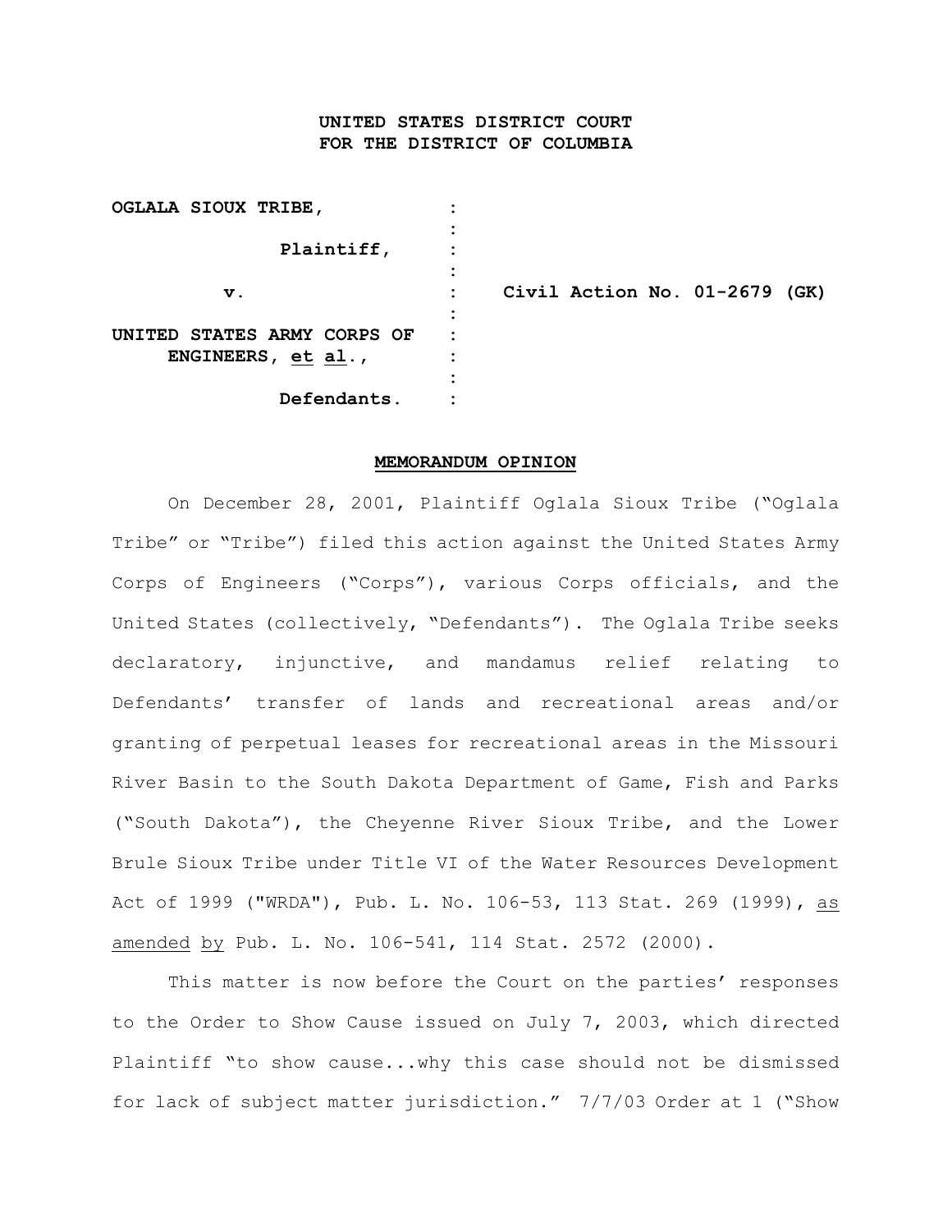**UNITED STATES DISTRICT COURT**
**FOR THE DISTRICT OF COLUMBIA**

| | | |
|---|---|---|
| **OGLALA SIOUX TRIBE,** | : | |
| **Plaintiff,** | : | |
| **v.** | : | **Civil Action No. 01-2679 (GK)** |
| **UNITED STATES ARMY CORPS OF ENGINEERS, et al.,** | : | |
| **Defendants.** | : | |

**MEMORANDUM OPINION**

On December 28, 2001, Plaintiff Oglala Sioux Tribe ("Oglala Tribe" or "Tribe") filed this action against the United States Army Corps of Engineers ("Corps"), various Corps officials, and the United States (collectively, "Defendants"). The Oglala Tribe seeks declaratory, injunctive, and mandamus relief relating to Defendants' transfer of lands and recreational areas and/or granting of perpetual leases for recreational areas in the Missouri River Basin to the South Dakota Department of Game, Fish and Parks ("South Dakota"), the Cheyenne River Sioux Tribe, and the Lower Brule Sioux Tribe under Title VI of the Water Resources Development Act of 1999 ("WRDA"), Pub. L. No. 106-53, 113 Stat. 269 (1999), as amended by Pub. L. No. 106-541, 114 Stat. 2572 (2000).

This matter is now before the Court on the parties' responses to the Order to Show Cause issued on July 7, 2003, which directed Plaintiff "to show cause...why this case should not be dismissed for lack of subject matter jurisdiction." 7/7/03 Order at 1 ("Show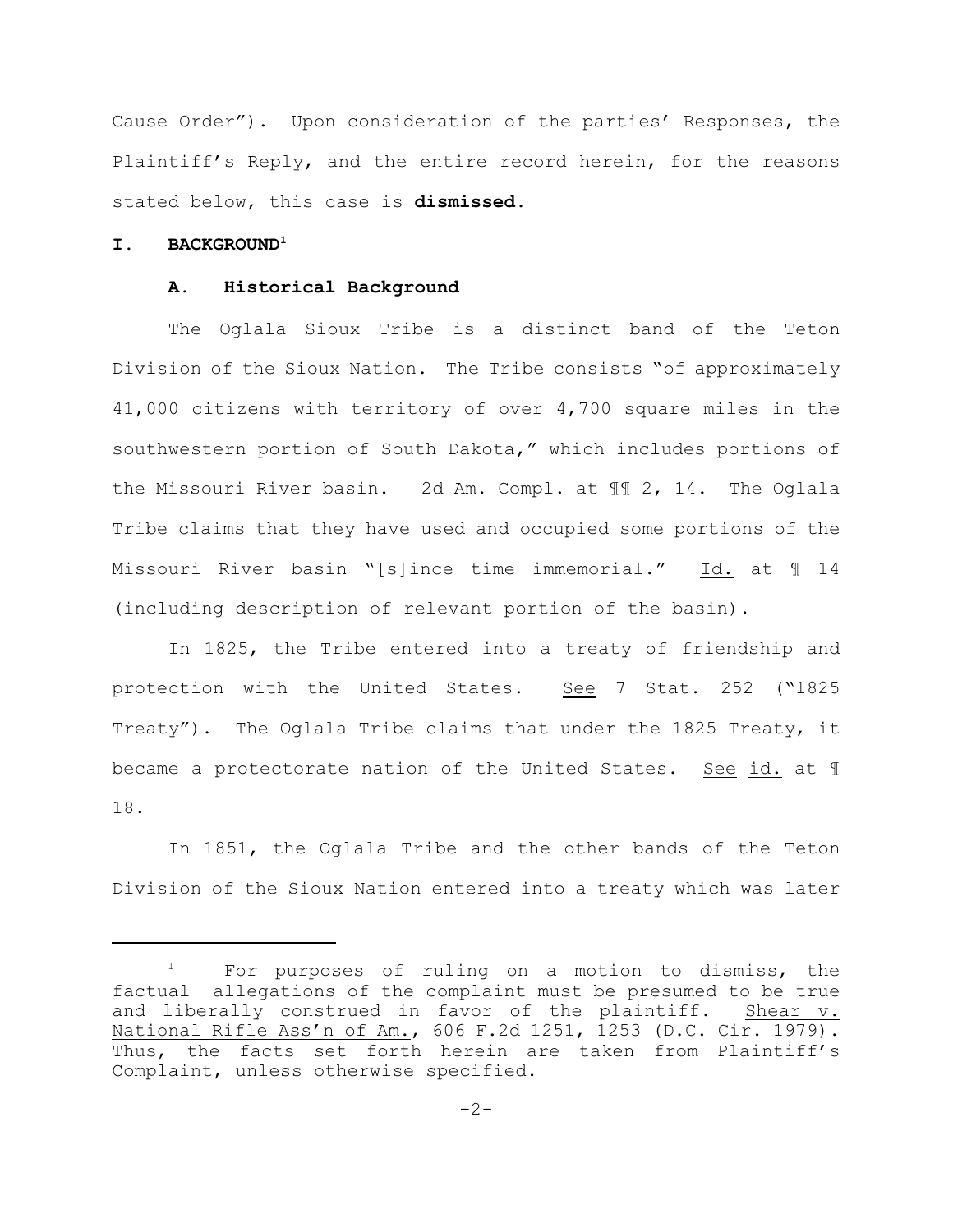Cause Order"). Upon consideration of the parties' Responses, the Plaintiff's Reply, and the entire record herein, for the reasons stated below, this case is **dismissed**.

## I. BACKGROUND[1]

### A. Historical Background

The Oglala Sioux Tribe is a distinct band of the Teton Division of the Sioux Nation. The Tribe consists "of approximately 41,000 citizens with territory of over 4,700 square miles in the southwestern portion of South Dakota," which includes portions of the Missouri River basin. 2d Am. Compl. at ¶¶ 2, 14. The Oglala Tribe claims that they have used and occupied some portions of the Missouri River basin "[s]ince time immemorial." Id. at ¶ 14 (including description of relevant portion of the basin).

In 1825, the Tribe entered into a treaty of friendship and protection with the United States. See 7 Stat. 252 ("1825 Treaty"). The Oglala Tribe claims that under the 1825 Treaty, it became a protectorate nation of the United States. See id. at ¶ 18.

In 1851, the Oglala Tribe and the other bands of the Teton Division of the Sioux Nation entered into a treaty which was later

---

[1] For purposes of ruling on a motion to dismiss, the factual allegations of the complaint must be presumed to be true and liberally construed in favor of the plaintiff. Shear v. National Rifle Ass'n of Am., 606 F.2d 1251, 1253 (D.C. Cir. 1979). Thus, the facts set forth herein are taken from Plaintiff's Complaint, unless otherwise specified.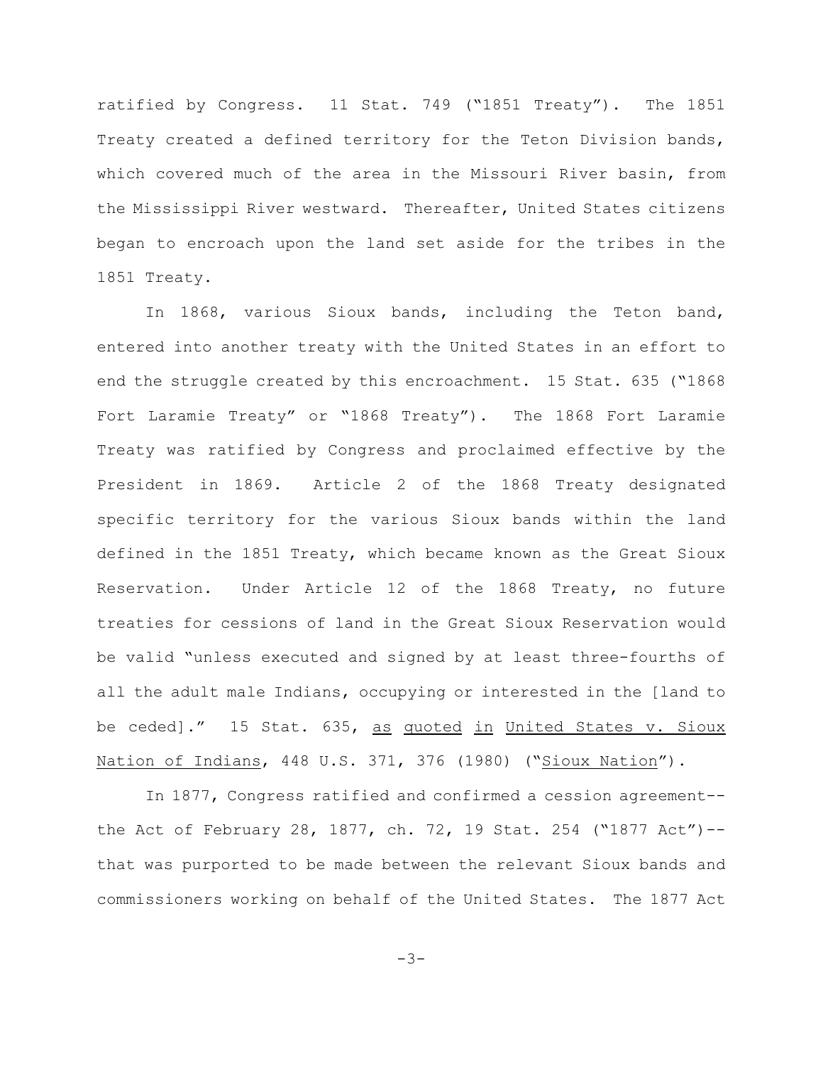ratified by Congress. 11 Stat. 749 ("1851 Treaty"). The 1851 Treaty created a defined territory for the Teton Division bands, which covered much of the area in the Missouri River basin, from the Mississippi River westward. Thereafter, United States citizens began to encroach upon the land set aside for the tribes in the 1851 Treaty.

In 1868, various Sioux bands, including the Teton band, entered into another treaty with the United States in an effort to end the struggle created by this encroachment. 15 Stat. 635 ("1868 Fort Laramie Treaty" or "1868 Treaty"). The 1868 Fort Laramie Treaty was ratified by Congress and proclaimed effective by the President in 1869. Article 2 of the 1868 Treaty designated specific territory for the various Sioux bands within the land defined in the 1851 Treaty, which became known as the Great Sioux Reservation. Under Article 12 of the 1868 Treaty, no future treaties for cessions of land in the Great Sioux Reservation would be valid "unless executed and signed by at least three-fourths of all the adult male Indians, occupying or interested in the [land to be ceded]." 15 Stat. 635, as quoted in United States v. Sioux Nation of Indians, 448 U.S. 371, 376 (1980) ("Sioux Nation").

In 1877, Congress ratified and confirmed a cession agreement--the Act of February 28, 1877, ch. 72, 19 Stat. 254 ("1877 Act")--that was purported to be made between the relevant Sioux bands and commissioners working on behalf of the United States. The 1877 Act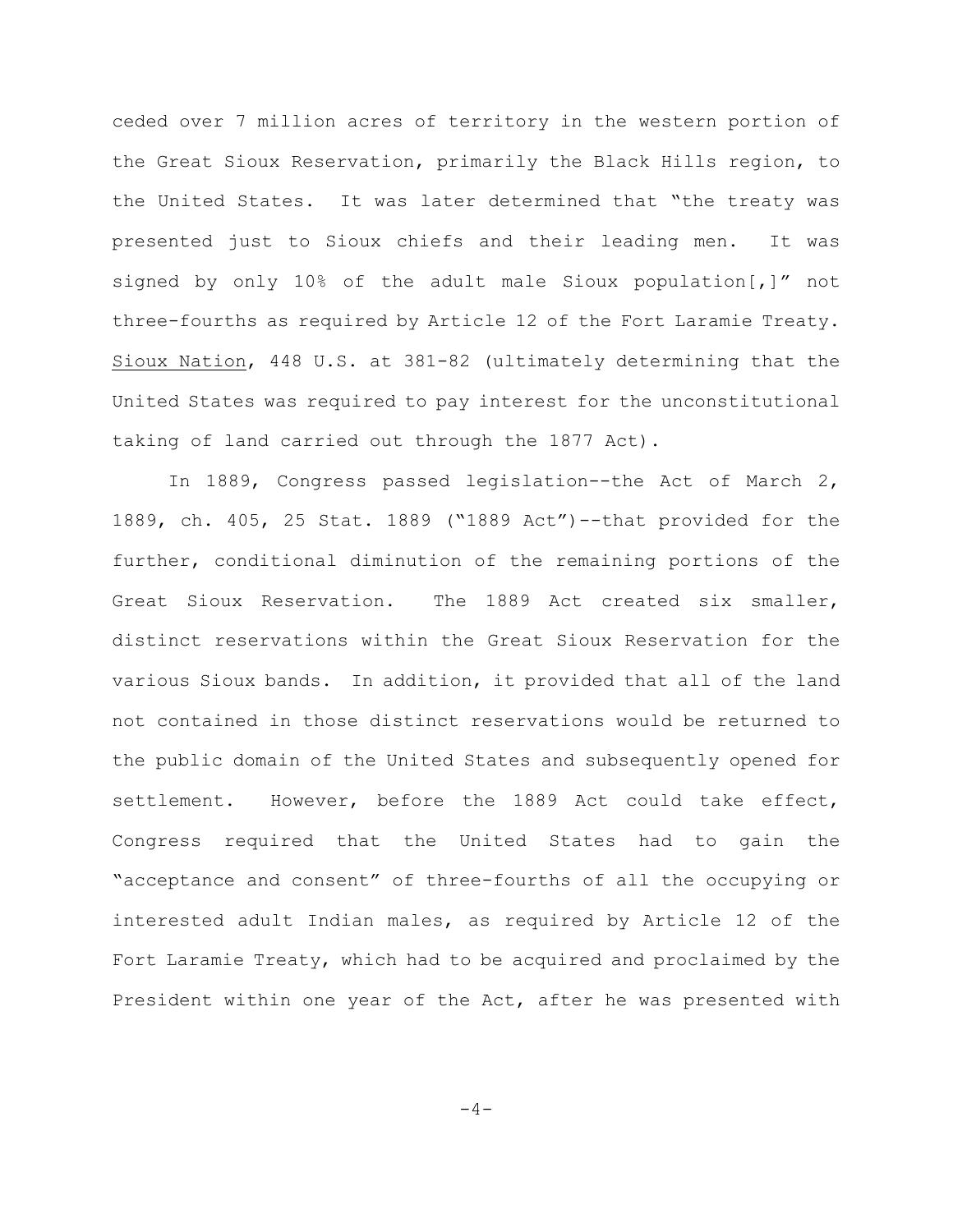ceded over 7 million acres of territory in the western portion of the Great Sioux Reservation, primarily the Black Hills region, to the United States. It was later determined that "the treaty was presented just to Sioux chiefs and their leading men. It was signed by only 10% of the adult male Sioux population[,]" not three-fourths as required by Article 12 of the Fort Laramie Treaty. Sioux Nation, 448 U.S. at 381-82 (ultimately determining that the United States was required to pay interest for the unconstitutional taking of land carried out through the 1877 Act).

In 1889, Congress passed legislation--the Act of March 2, 1889, ch. 405, 25 Stat. 1889 ("1889 Act")--that provided for the further, conditional diminution of the remaining portions of the Great Sioux Reservation. The 1889 Act created six smaller, distinct reservations within the Great Sioux Reservation for the various Sioux bands. In addition, it provided that all of the land not contained in those distinct reservations would be returned to the public domain of the United States and subsequently opened for settlement. However, before the 1889 Act could take effect, Congress required that the United States had to gain the "acceptance and consent" of three-fourths of all the occupying or interested adult Indian males, as required by Article 12 of the Fort Laramie Treaty, which had to be acquired and proclaimed by the President within one year of the Act, after he was presented with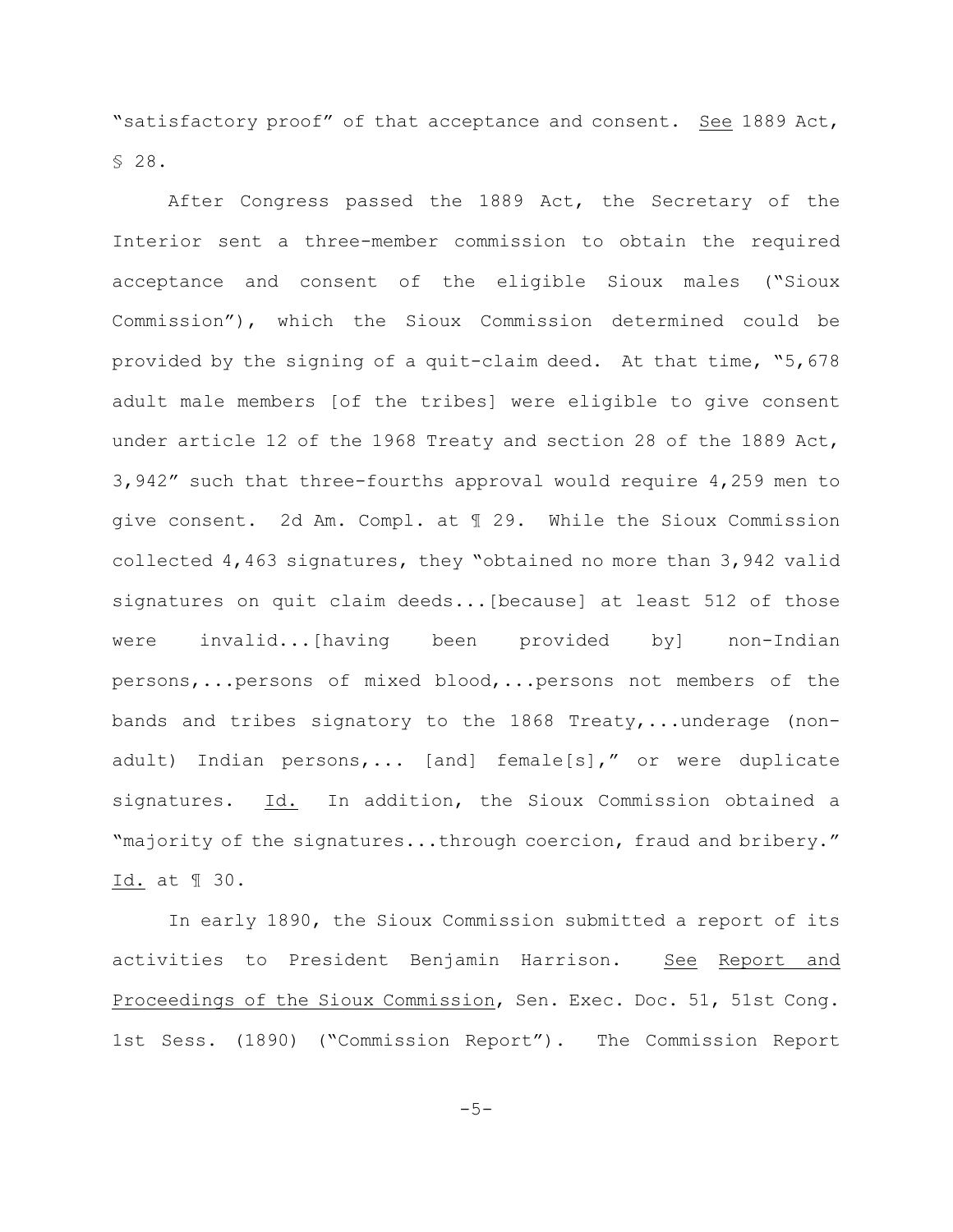"satisfactory proof" of that acceptance and consent. See 1889 Act, § 28.

After Congress passed the 1889 Act, the Secretary of the Interior sent a three-member commission to obtain the required acceptance and consent of the eligible Sioux males ("Sioux Commission"), which the Sioux Commission determined could be provided by the signing of a quit-claim deed. At that time, "5,678 adult male members [of the tribes] were eligible to give consent under article 12 of the 1968 Treaty and section 28 of the 1889 Act, 3,942" such that three-fourths approval would require 4,259 men to give consent. 2d Am. Compl. at ¶ 29. While the Sioux Commission collected 4,463 signatures, they "obtained no more than 3,942 valid signatures on quit claim deeds...[because] at least 512 of those were invalid...[having been provided by] non-Indian persons,...persons of mixed blood,...persons not members of the bands and tribes signatory to the 1868 Treaty,...underage (non-adult) Indian persons,... [and] female[s]," or were duplicate signatures. Id. In addition, the Sioux Commission obtained a "majority of the signatures...through coercion, fraud and bribery." Id. at ¶ 30.

In early 1890, the Sioux Commission submitted a report of its activities to President Benjamin Harrison. See Report and Proceedings of the Sioux Commission, Sen. Exec. Doc. 51, 51st Cong. 1st Sess. (1890) ("Commission Report"). The Commission Report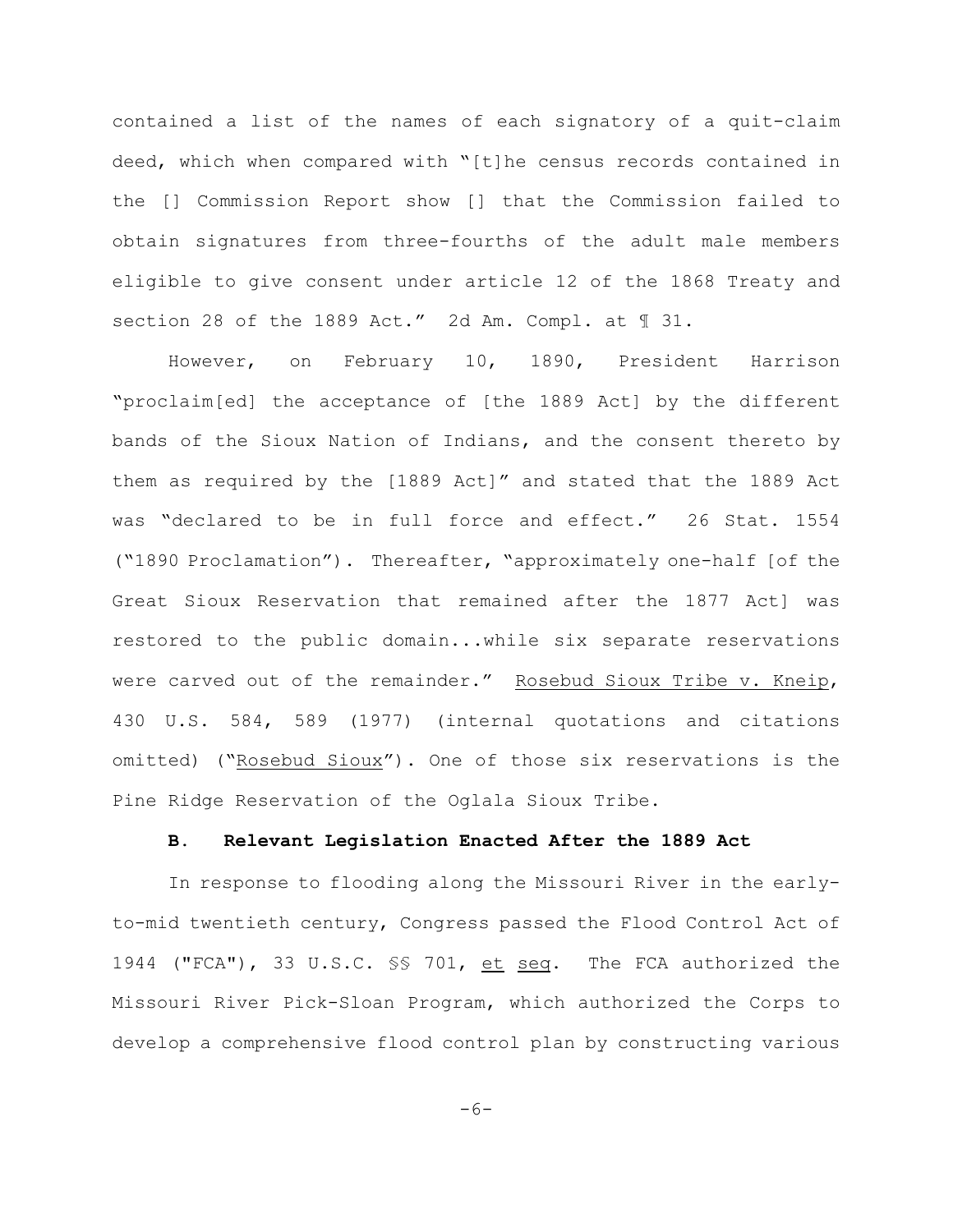contained a list of the names of each signatory of a quit-claim deed, which when compared with "[t]he census records contained in the [] Commission Report show [] that the Commission failed to obtain signatures from three-fourths of the adult male members eligible to give consent under article 12 of the 1868 Treaty and section 28 of the 1889 Act." 2d Am. Compl. at ¶ 31.

However, on February 10, 1890, President Harrison "proclaim[ed] the acceptance of [the 1889 Act] by the different bands of the Sioux Nation of Indians, and the consent thereto by them as required by the [1889 Act]" and stated that the 1889 Act was "declared to be in full force and effect." 26 Stat. 1554 ("1890 Proclamation"). Thereafter, "approximately one-half [of the Great Sioux Reservation that remained after the 1877 Act] was restored to the public domain...while six separate reservations were carved out of the remainder." Rosebud Sioux Tribe v. Kneip, 430 U.S. 584, 589 (1977) (internal quotations and citations omitted) ("Rosebud Sioux"). One of those six reservations is the Pine Ridge Reservation of the Oglala Sioux Tribe.

### B. Relevant Legislation Enacted After the 1889 Act

In response to flooding along the Missouri River in the early-to-mid twentieth century, Congress passed the Flood Control Act of 1944 ("FCA"), 33 U.S.C. §§ 701, et seq. The FCA authorized the Missouri River Pick-Sloan Program, which authorized the Corps to develop a comprehensive flood control plan by constructing various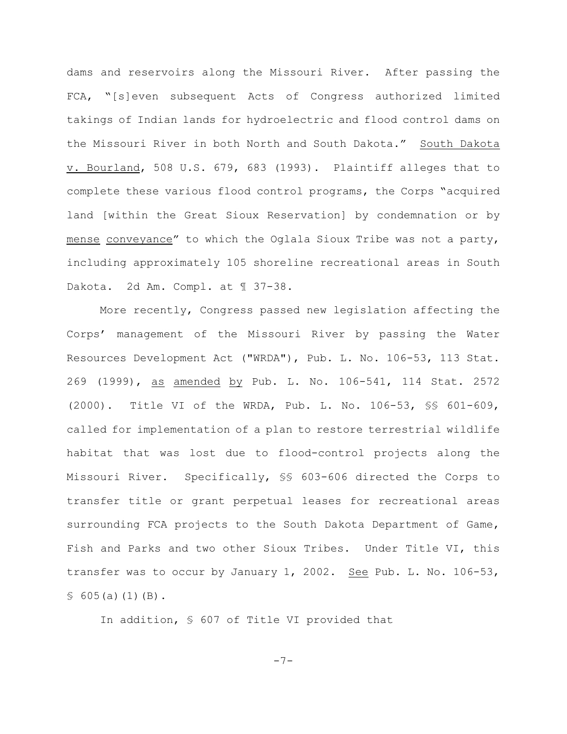dams and reservoirs along the Missouri River. After passing the FCA, "[s]even subsequent Acts of Congress authorized limited takings of Indian lands for hydroelectric and flood control dams on the Missouri River in both North and South Dakota." South Dakota v. Bourland, 508 U.S. 679, 683 (1993). Plaintiff alleges that to complete these various flood control programs, the Corps "acquired land [within the Great Sioux Reservation] by condemnation or by mense conveyance" to which the Oglala Sioux Tribe was not a party, including approximately 105 shoreline recreational areas in South Dakota. 2d Am. Compl. at ¶ 37-38.

More recently, Congress passed new legislation affecting the Corps' management of the Missouri River by passing the Water Resources Development Act ("WRDA"), Pub. L. No. 106-53, 113 Stat. 269 (1999), as amended by Pub. L. No. 106-541, 114 Stat. 2572 (2000). Title VI of the WRDA, Pub. L. No. 106-53, §§ 601-609, called for implementation of a plan to restore terrestrial wildlife habitat that was lost due to flood-control projects along the Missouri River. Specifically, §§ 603-606 directed the Corps to transfer title or grant perpetual leases for recreational areas surrounding FCA projects to the South Dakota Department of Game, Fish and Parks and two other Sioux Tribes. Under Title VI, this transfer was to occur by January 1, 2002. See Pub. L. No. 106-53, § 605(a)(1)(B).

In addition, § 607 of Title VI provided that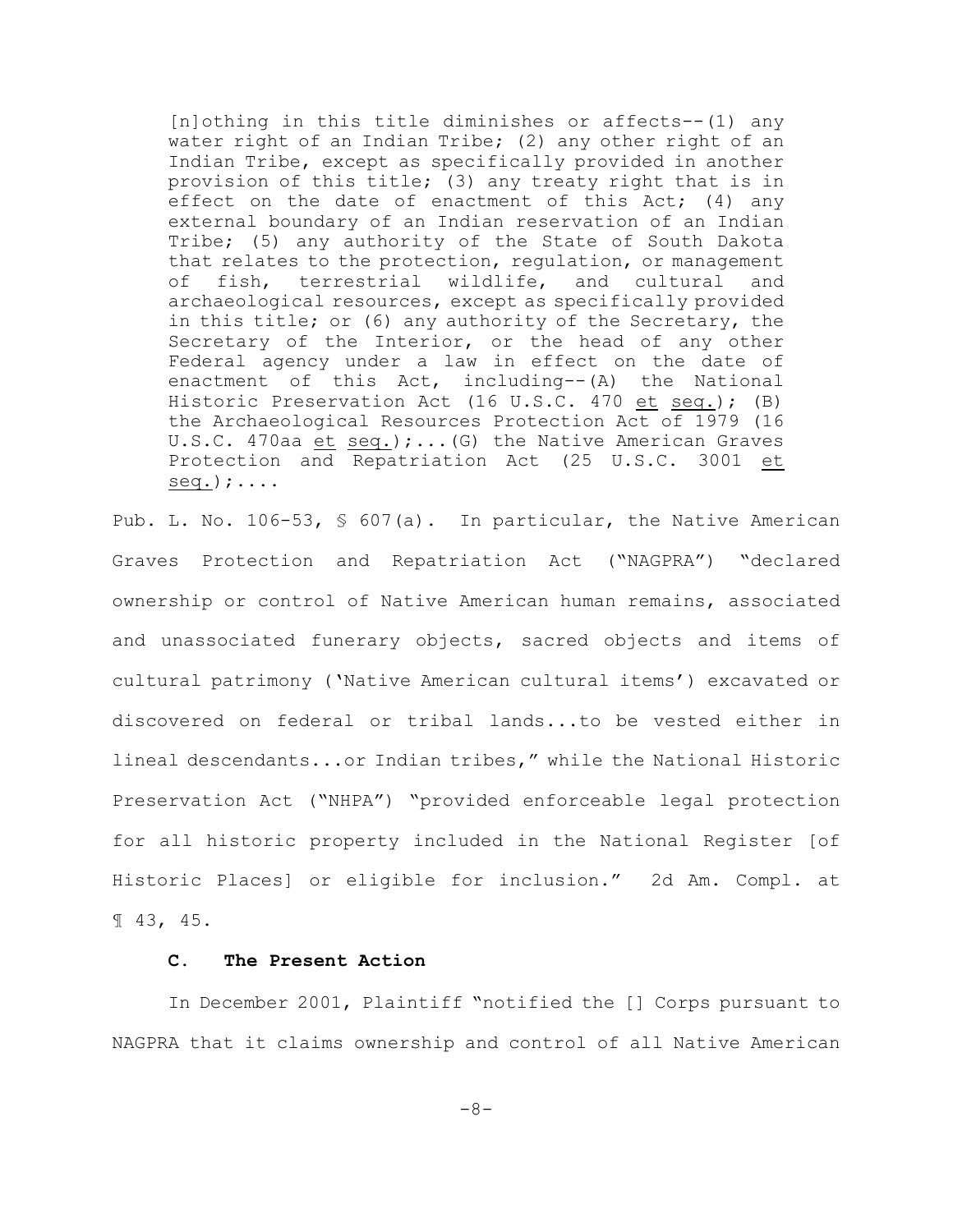> [n]othing in this title diminishes or affects--(1) any water right of an Indian Tribe; (2) any other right of an Indian Tribe, except as specifically provided in another provision of this title; (3) any treaty right that is in effect on the date of enactment of this Act; (4) any external boundary of an Indian reservation of an Indian Tribe; (5) any authority of the State of South Dakota that relates to the protection, regulation, or management of fish, terrestrial wildlife, and cultural and archaeological resources, except as specifically provided in this title; or (6) any authority of the Secretary, the Secretary of the Interior, or the head of any other Federal agency under a law in effect on the date of enactment of this Act, including--(A) the National Historic Preservation Act (16 U.S.C. 470 et seq.); (B) the Archaeological Resources Protection Act of 1979 (16 U.S.C. 470aa et seq.);...(G) the Native American Graves Protection and Repatriation Act (25 U.S.C. 3001 et seq.);....

Pub. L. No. 106-53, § 607(a). In particular, the Native American Graves Protection and Repatriation Act ("NAGPRA") "declared ownership or control of Native American human remains, associated and unassociated funerary objects, sacred objects and items of cultural patrimony ('Native American cultural items') excavated or discovered on federal or tribal lands...to be vested either in lineal descendants...or Indian tribes," while the National Historic Preservation Act ("NHPA") "provided enforceable legal protection for all historic property included in the National Register [of Historic Places] or eligible for inclusion." 2d Am. Compl. at ¶ 43, 45.

### C. The Present Action

In December 2001, Plaintiff "notified the [] Corps pursuant to NAGPRA that it claims ownership and control of all Native American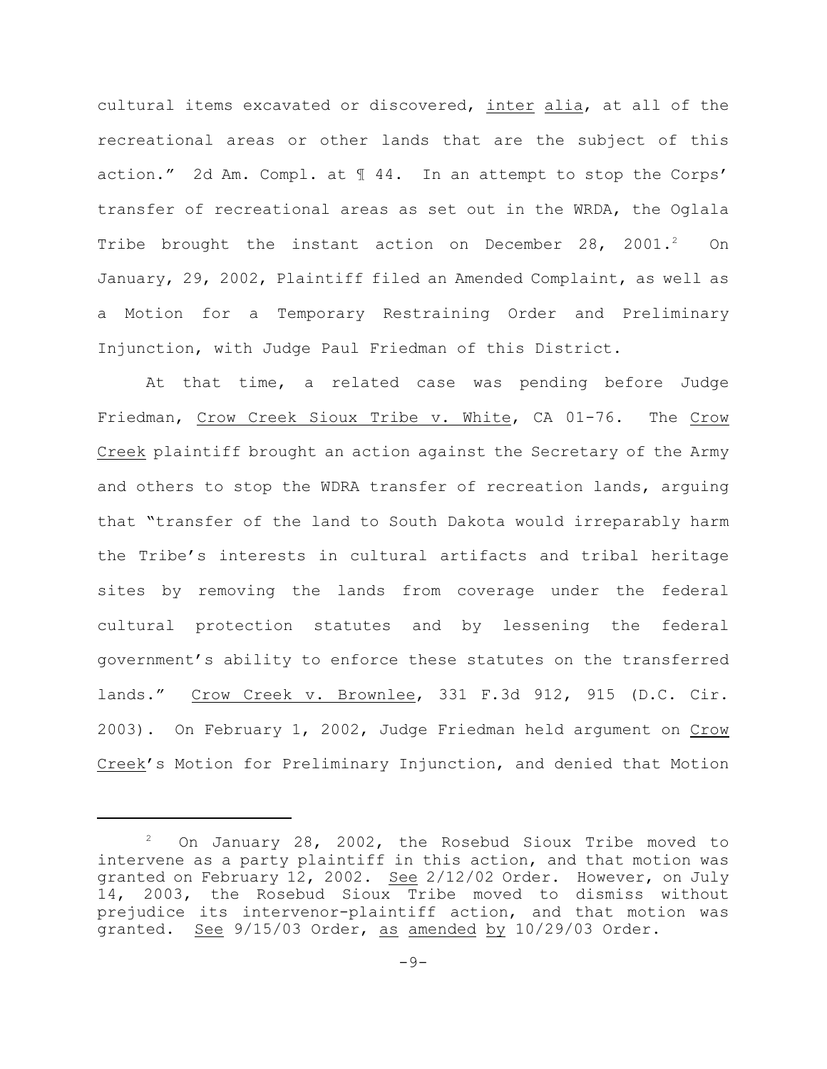cultural items excavated or discovered, inter alia, at all of the recreational areas or other lands that are the subject of this action." 2d Am. Compl. at ¶ 44. In an attempt to stop the Corps' transfer of recreational areas as set out in the WRDA, the Oglala Tribe brought the instant action on December 28, 2001.[2] On January, 29, 2002, Plaintiff filed an Amended Complaint, as well as a Motion for a Temporary Restraining Order and Preliminary Injunction, with Judge Paul Friedman of this District.

At that time, a related case was pending before Judge Friedman, Crow Creek Sioux Tribe v. White, CA 01-76. The Crow Creek plaintiff brought an action against the Secretary of the Army and others to stop the WDRA transfer of recreation lands, arguing that "transfer of the land to South Dakota would irreparably harm the Tribe's interests in cultural artifacts and tribal heritage sites by removing the lands from coverage under the federal cultural protection statutes and by lessening the federal government's ability to enforce these statutes on the transferred lands." Crow Creek v. Brownlee, 331 F.3d 912, 915 (D.C. Cir. 2003). On February 1, 2002, Judge Friedman held argument on Crow Creek's Motion for Preliminary Injunction, and denied that Motion

---

[2] On January 28, 2002, the Rosebud Sioux Tribe moved to intervene as a party plaintiff in this action, and that motion was granted on February 12, 2002. See 2/12/02 Order. However, on July 14, 2003, the Rosebud Sioux Tribe moved to dismiss without prejudice its intervenor-plaintiff action, and that motion was granted. See 9/15/03 Order, as amended by 10/29/03 Order.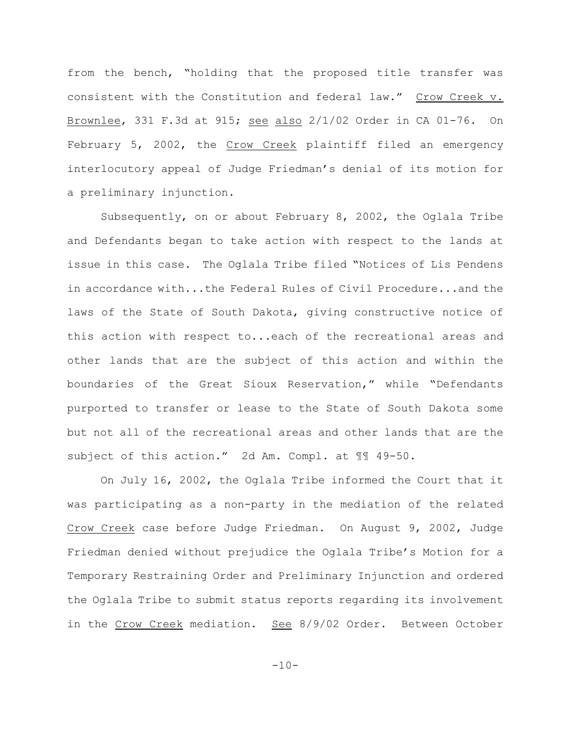from the bench, "holding that the proposed title transfer was consistent with the Constitution and federal law." Crow Creek v. Brownlee, 331 F.3d at 915; see also 2/1/02 Order in CA 01-76. On February 5, 2002, the Crow Creek plaintiff filed an emergency interlocutory appeal of Judge Friedman's denial of its motion for a preliminary injunction.

Subsequently, on or about February 8, 2002, the Oglala Tribe and Defendants began to take action with respect to the lands at issue in this case. The Oglala Tribe filed "Notices of Lis Pendens in accordance with...the Federal Rules of Civil Procedure...and the laws of the State of South Dakota, giving constructive notice of this action with respect to...each of the recreational areas and other lands that are the subject of this action and within the boundaries of the Great Sioux Reservation," while "Defendants purported to transfer or lease to the State of South Dakota some but not all of the recreational areas and other lands that are the subject of this action." 2d Am. Compl. at ¶¶ 49-50.

On July 16, 2002, the Oglala Tribe informed the Court that it was participating as a non-party in the mediation of the related Crow Creek case before Judge Friedman. On August 9, 2002, Judge Friedman denied without prejudice the Oglala Tribe's Motion for a Temporary Restraining Order and Preliminary Injunction and ordered the Oglala Tribe to submit status reports regarding its involvement in the Crow Creek mediation. See 8/9/02 Order. Between October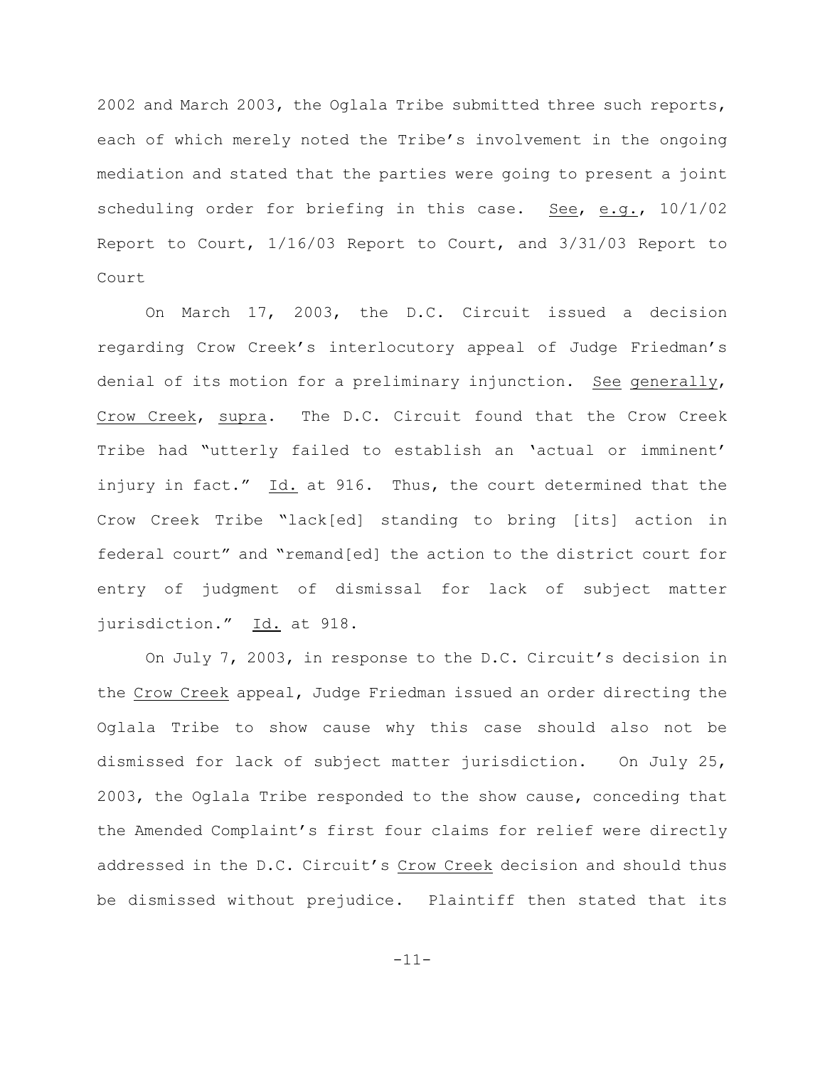2002 and March 2003, the Oglala Tribe submitted three such reports, each of which merely noted the Tribe's involvement in the ongoing mediation and stated that the parties were going to present a joint scheduling order for briefing in this case. See, e.g., 10/1/02 Report to Court, 1/16/03 Report to Court, and 3/31/03 Report to Court

On March 17, 2003, the D.C. Circuit issued a decision regarding Crow Creek's interlocutory appeal of Judge Friedman's denial of its motion for a preliminary injunction. See generally, Crow Creek, supra. The D.C. Circuit found that the Crow Creek Tribe had "utterly failed to establish an 'actual or imminent' injury in fact." Id. at 916. Thus, the court determined that the Crow Creek Tribe "lack[ed] standing to bring [its] action in federal court" and "remand[ed] the action to the district court for entry of judgment of dismissal for lack of subject matter jurisdiction." Id. at 918.

On July 7, 2003, in response to the D.C. Circuit's decision in the Crow Creek appeal, Judge Friedman issued an order directing the Oglala Tribe to show cause why this case should also not be dismissed for lack of subject matter jurisdiction. On July 25, 2003, the Oglala Tribe responded to the show cause, conceding that the Amended Complaint's first four claims for relief were directly addressed in the D.C. Circuit's Crow Creek decision and should thus be dismissed without prejudice. Plaintiff then stated that its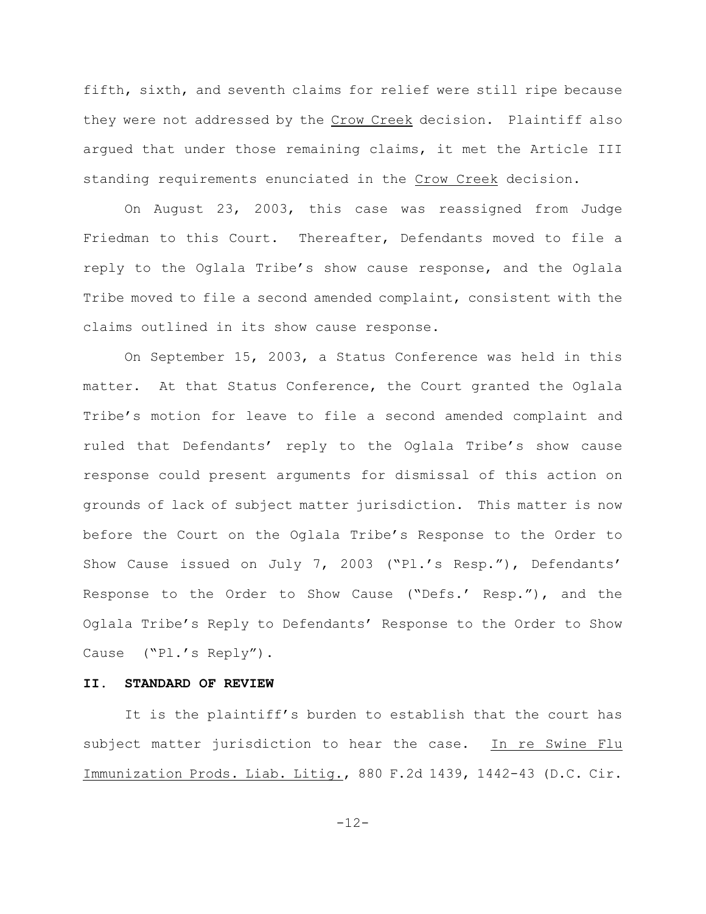fifth, sixth, and seventh claims for relief were still ripe because they were not addressed by the Crow Creek decision. Plaintiff also argued that under those remaining claims, it met the Article III standing requirements enunciated in the Crow Creek decision.

On August 23, 2003, this case was reassigned from Judge Friedman to this Court. Thereafter, Defendants moved to file a reply to the Oglala Tribe's show cause response, and the Oglala Tribe moved to file a second amended complaint, consistent with the claims outlined in its show cause response.

On September 15, 2003, a Status Conference was held in this matter. At that Status Conference, the Court granted the Oglala Tribe's motion for leave to file a second amended complaint and ruled that Defendants' reply to the Oglala Tribe's show cause response could present arguments for dismissal of this action on grounds of lack of subject matter jurisdiction. This matter is now before the Court on the Oglala Tribe's Response to the Order to Show Cause issued on July 7, 2003 ("Pl.'s Resp."), Defendants' Response to the Order to Show Cause ("Defs.' Resp."), and the Oglala Tribe's Reply to Defendants' Response to the Order to Show Cause ("Pl.'s Reply").

## II. STANDARD OF REVIEW

It is the plaintiff's burden to establish that the court has subject matter jurisdiction to hear the case. In re Swine Flu Immunization Prods. Liab. Litig., 880 F.2d 1439, 1442-43 (D.C. Cir.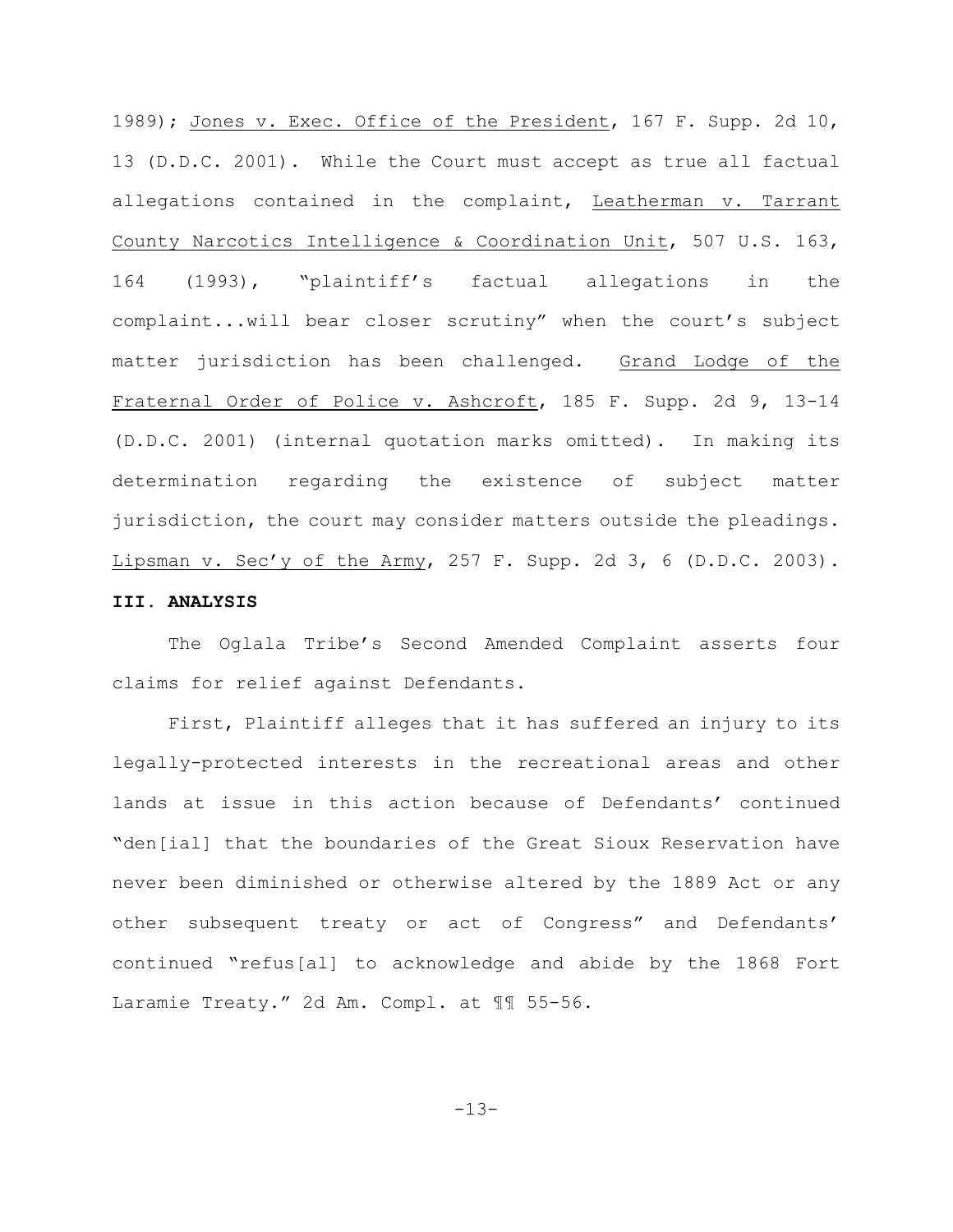1989); Jones v. Exec. Office of the President, 167 F. Supp. 2d 10, 13 (D.D.C. 2001). While the Court must accept as true all factual allegations contained in the complaint, Leatherman v. Tarrant County Narcotics Intelligence & Coordination Unit, 507 U.S. 163, 164 (1993), "plaintiff's factual allegations in the complaint...will bear closer scrutiny" when the court's subject matter jurisdiction has been challenged. Grand Lodge of the Fraternal Order of Police v. Ashcroft, 185 F. Supp. 2d 9, 13-14 (D.D.C. 2001) (internal quotation marks omitted). In making its determination regarding the existence of subject matter jurisdiction, the court may consider matters outside the pleadings. Lipsman v. Sec'y of the Army, 257 F. Supp. 2d 3, 6 (D.D.C. 2003).

**III. ANALYSIS**

The Oglala Tribe's Second Amended Complaint asserts four claims for relief against Defendants.

First, Plaintiff alleges that it has suffered an injury to its legally-protected interests in the recreational areas and other lands at issue in this action because of Defendants' continued "den[ial] that the boundaries of the Great Sioux Reservation have never been diminished or otherwise altered by the 1889 Act or any other subsequent treaty or act of Congress" and Defendants' continued "refus[al] to acknowledge and abide by the 1868 Fort Laramie Treaty." 2d Am. Compl. at ¶¶ 55-56.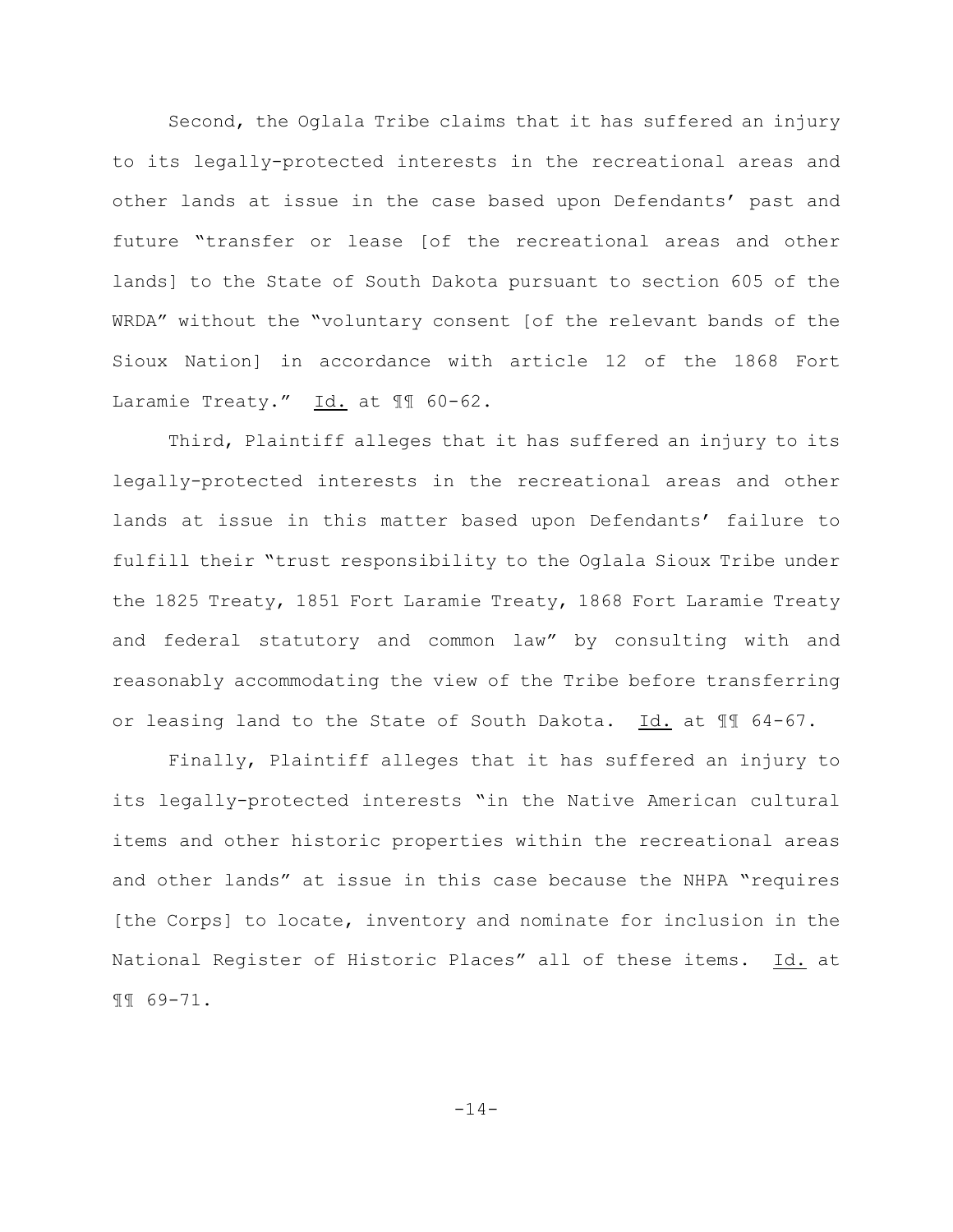Second, the Oglala Tribe claims that it has suffered an injury to its legally-protected interests in the recreational areas and other lands at issue in the case based upon Defendants' past and future "transfer or lease [of the recreational areas and other lands] to the State of South Dakota pursuant to section 605 of the WRDA" without the "voluntary consent [of the relevant bands of the Sioux Nation] in accordance with article 12 of the 1868 Fort Laramie Treaty." Id. at ¶¶ 60-62.

Third, Plaintiff alleges that it has suffered an injury to its legally-protected interests in the recreational areas and other lands at issue in this matter based upon Defendants' failure to fulfill their "trust responsibility to the Oglala Sioux Tribe under the 1825 Treaty, 1851 Fort Laramie Treaty, 1868 Fort Laramie Treaty and federal statutory and common law" by consulting with and reasonably accommodating the view of the Tribe before transferring or leasing land to the State of South Dakota. Id. at ¶¶ 64-67.

Finally, Plaintiff alleges that it has suffered an injury to its legally-protected interests "in the Native American cultural items and other historic properties within the recreational areas and other lands" at issue in this case because the NHPA "requires [the Corps] to locate, inventory and nominate for inclusion in the National Register of Historic Places" all of these items. Id. at ¶¶ 69-71.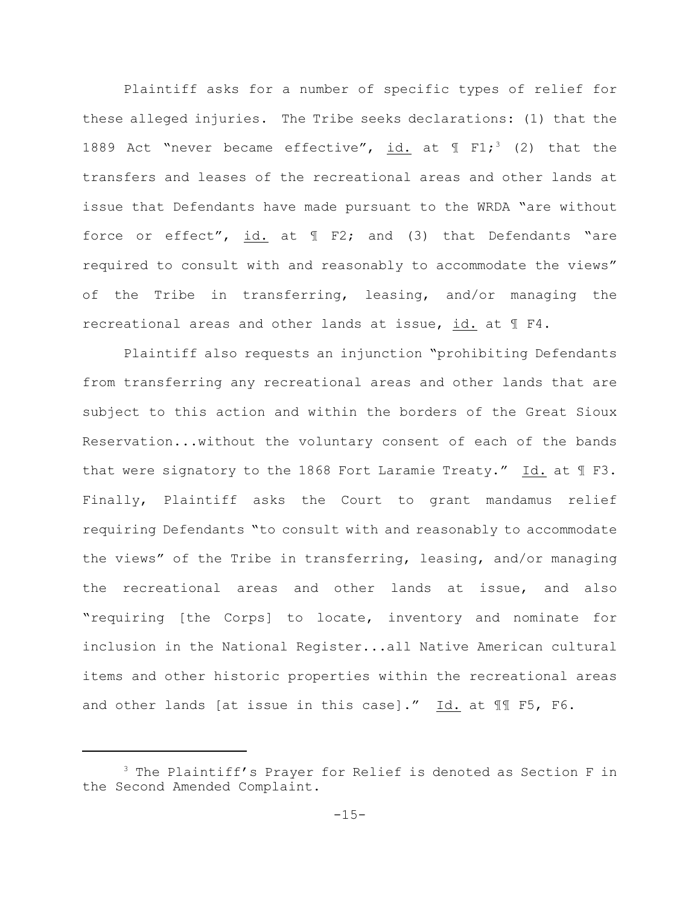Plaintiff asks for a number of specific types of relief for these alleged injuries. The Tribe seeks declarations: (1) that the 1889 Act "never became effective", id. at ¶ F1;[3] (2) that the transfers and leases of the recreational areas and other lands at issue that Defendants have made pursuant to the WRDA "are without force or effect", id. at ¶ F2; and (3) that Defendants "are required to consult with and reasonably to accommodate the views" of the Tribe in transferring, leasing, and/or managing the recreational areas and other lands at issue, id. at ¶ F4.

Plaintiff also requests an injunction "prohibiting Defendants from transferring any recreational areas and other lands that are subject to this action and within the borders of the Great Sioux Reservation...without the voluntary consent of each of the bands that were signatory to the 1868 Fort Laramie Treaty." Id. at ¶ F3. Finally, Plaintiff asks the Court to grant mandamus relief requiring Defendants "to consult with and reasonably to accommodate the views" of the Tribe in transferring, leasing, and/or managing the recreational areas and other lands at issue, and also "requiring [the Corps] to locate, inventory and nominate for inclusion in the National Register...all Native American cultural items and other historic properties within the recreational areas and other lands [at issue in this case]." Id. at ¶¶ F5, F6.

---

[3] The Plaintiff's Prayer for Relief is denoted as Section F in the Second Amended Complaint.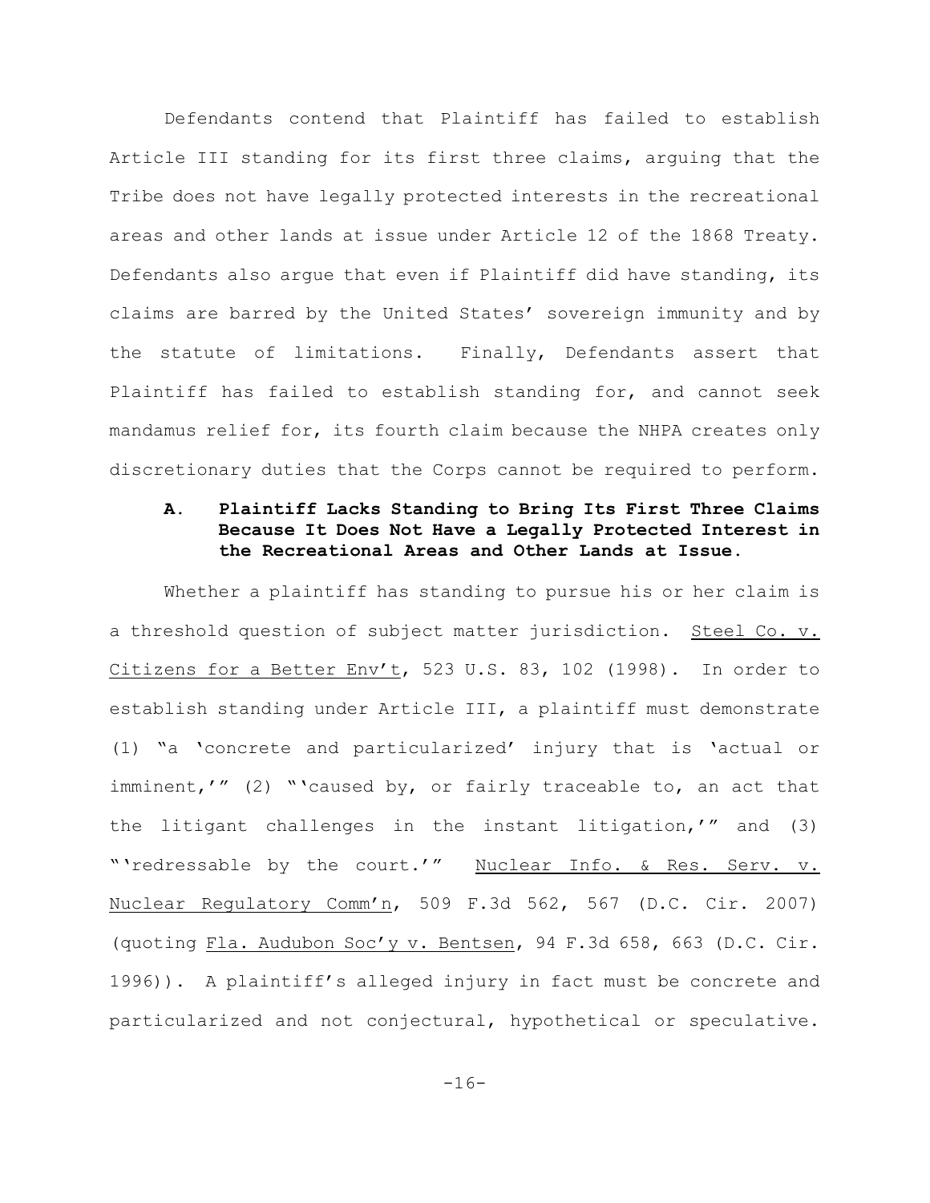Defendants contend that Plaintiff has failed to establish Article III standing for its first three claims, arguing that the Tribe does not have legally protected interests in the recreational areas and other lands at issue under Article 12 of the 1868 Treaty. Defendants also argue that even if Plaintiff did have standing, its claims are barred by the United States' sovereign immunity and by the statute of limitations. Finally, Defendants assert that Plaintiff has failed to establish standing for, and cannot seek mandamus relief for, its fourth claim because the NHPA creates only discretionary duties that the Corps cannot be required to perform.

### A. Plaintiff Lacks Standing to Bring Its First Three Claims Because It Does Not Have a Legally Protected Interest in the Recreational Areas and Other Lands at Issue.

Whether a plaintiff has standing to pursue his or her claim is a threshold question of subject matter jurisdiction. Steel Co. v. Citizens for a Better Env't, 523 U.S. 83, 102 (1998). In order to establish standing under Article III, a plaintiff must demonstrate (1) "a 'concrete and particularized' injury that is 'actual or imminent,'" (2) "'caused by, or fairly traceable to, an act that the litigant challenges in the instant litigation,'" and (3) "'redressable by the court.'" Nuclear Info. & Res. Serv. v. Nuclear Regulatory Comm'n, 509 F.3d 562, 567 (D.C. Cir. 2007) (quoting Fla. Audubon Soc'y v. Bentsen, 94 F.3d 658, 663 (D.C. Cir. 1996)). A plaintiff's alleged injury in fact must be concrete and particularized and not conjectural, hypothetical or speculative.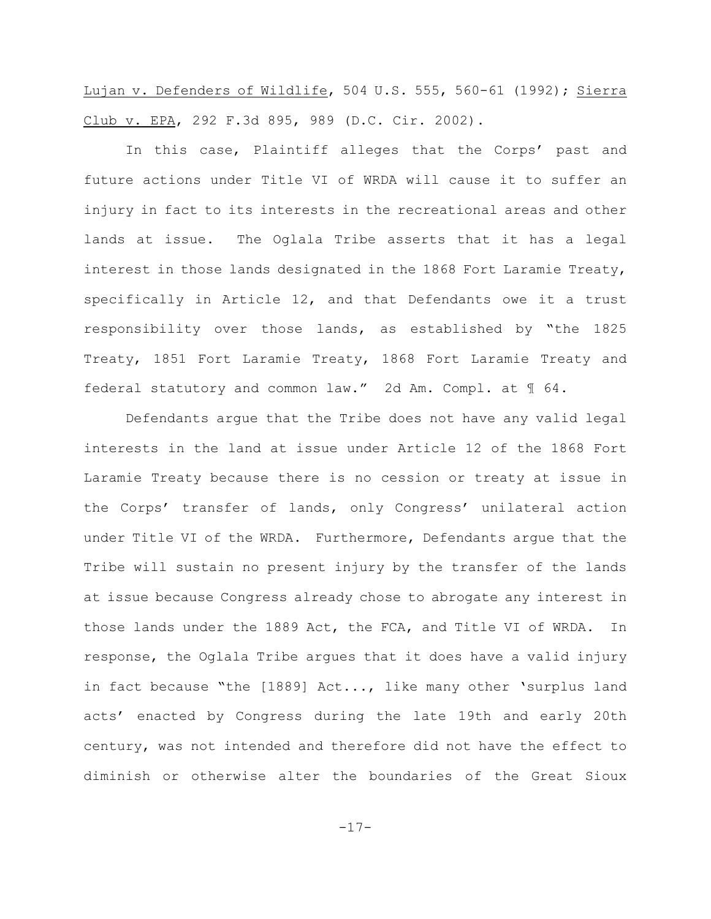Lujan v. Defenders of Wildlife, 504 U.S. 555, 560-61 (1992); Sierra Club v. EPA, 292 F.3d 895, 989 (D.C. Cir. 2002).

In this case, Plaintiff alleges that the Corps' past and future actions under Title VI of WRDA will cause it to suffer an injury in fact to its interests in the recreational areas and other lands at issue. The Oglala Tribe asserts that it has a legal interest in those lands designated in the 1868 Fort Laramie Treaty, specifically in Article 12, and that Defendants owe it a trust responsibility over those lands, as established by "the 1825 Treaty, 1851 Fort Laramie Treaty, 1868 Fort Laramie Treaty and federal statutory and common law." 2d Am. Compl. at ¶ 64.

Defendants argue that the Tribe does not have any valid legal interests in the land at issue under Article 12 of the 1868 Fort Laramie Treaty because there is no cession or treaty at issue in the Corps' transfer of lands, only Congress' unilateral action under Title VI of the WRDA. Furthermore, Defendants argue that the Tribe will sustain no present injury by the transfer of the lands at issue because Congress already chose to abrogate any interest in those lands under the 1889 Act, the FCA, and Title VI of WRDA. In response, the Oglala Tribe argues that it does have a valid injury in fact because "the [1889] Act..., like many other 'surplus land acts' enacted by Congress during the late 19th and early 20th century, was not intended and therefore did not have the effect to diminish or otherwise alter the boundaries of the Great Sioux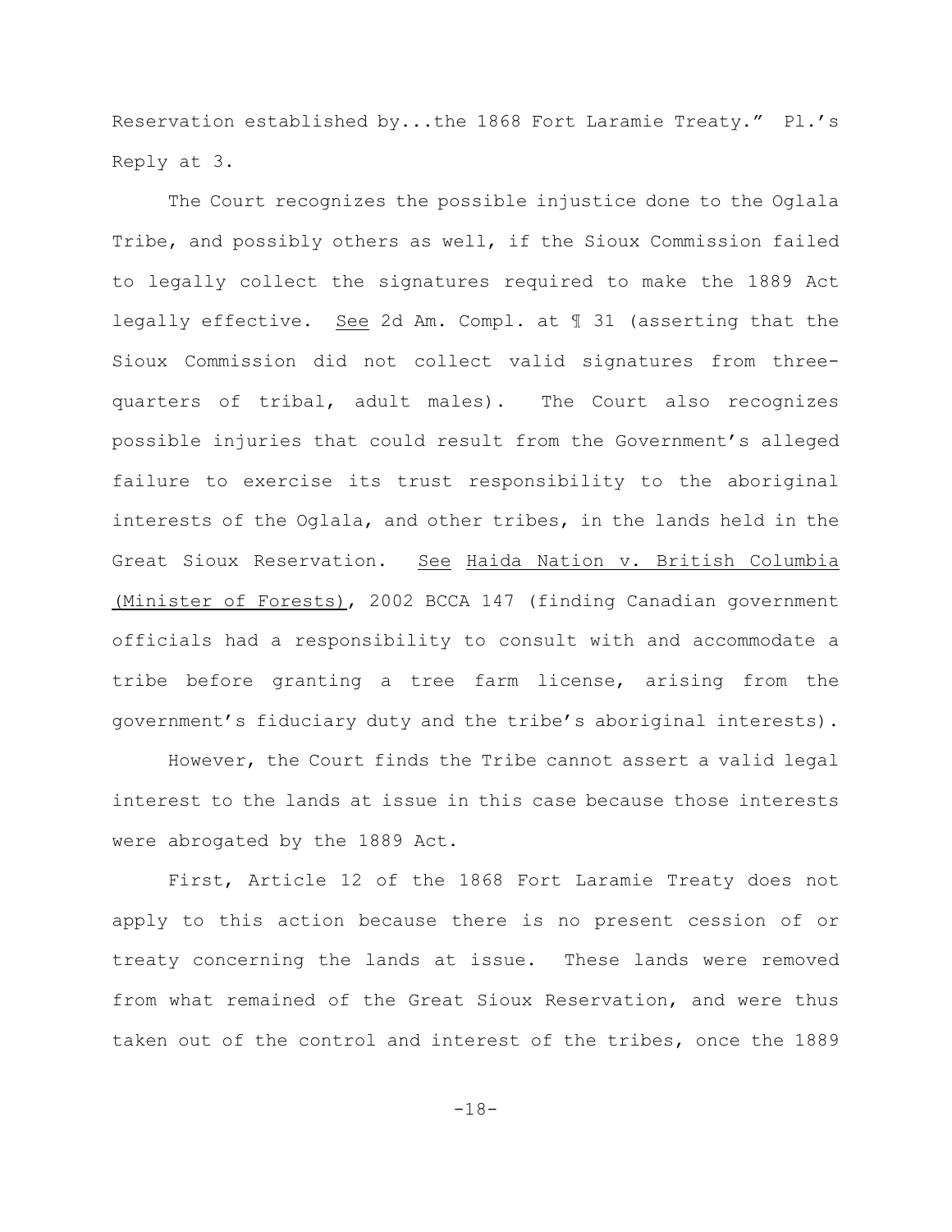Reservation established by...the 1868 Fort Laramie Treaty." Pl.'s Reply at 3.

The Court recognizes the possible injustice done to the Oglala Tribe, and possibly others as well, if the Sioux Commission failed to legally collect the signatures required to make the 1889 Act legally effective. See 2d Am. Compl. at ¶ 31 (asserting that the Sioux Commission did not collect valid signatures from three-quarters of tribal, adult males). The Court also recognizes possible injuries that could result from the Government's alleged failure to exercise its trust responsibility to the aboriginal interests of the Oglala, and other tribes, in the lands held in the Great Sioux Reservation. See Haida Nation v. British Columbia (Minister of Forests), 2002 BCCA 147 (finding Canadian government officials had a responsibility to consult with and accommodate a tribe before granting a tree farm license, arising from the government's fiduciary duty and the tribe's aboriginal interests).

However, the Court finds the Tribe cannot assert a valid legal interest to the lands at issue in this case because those interests were abrogated by the 1889 Act.

First, Article 12 of the 1868 Fort Laramie Treaty does not apply to this action because there is no present cession of or treaty concerning the lands at issue. These lands were removed from what remained of the Great Sioux Reservation, and were thus taken out of the control and interest of the tribes, once the 1889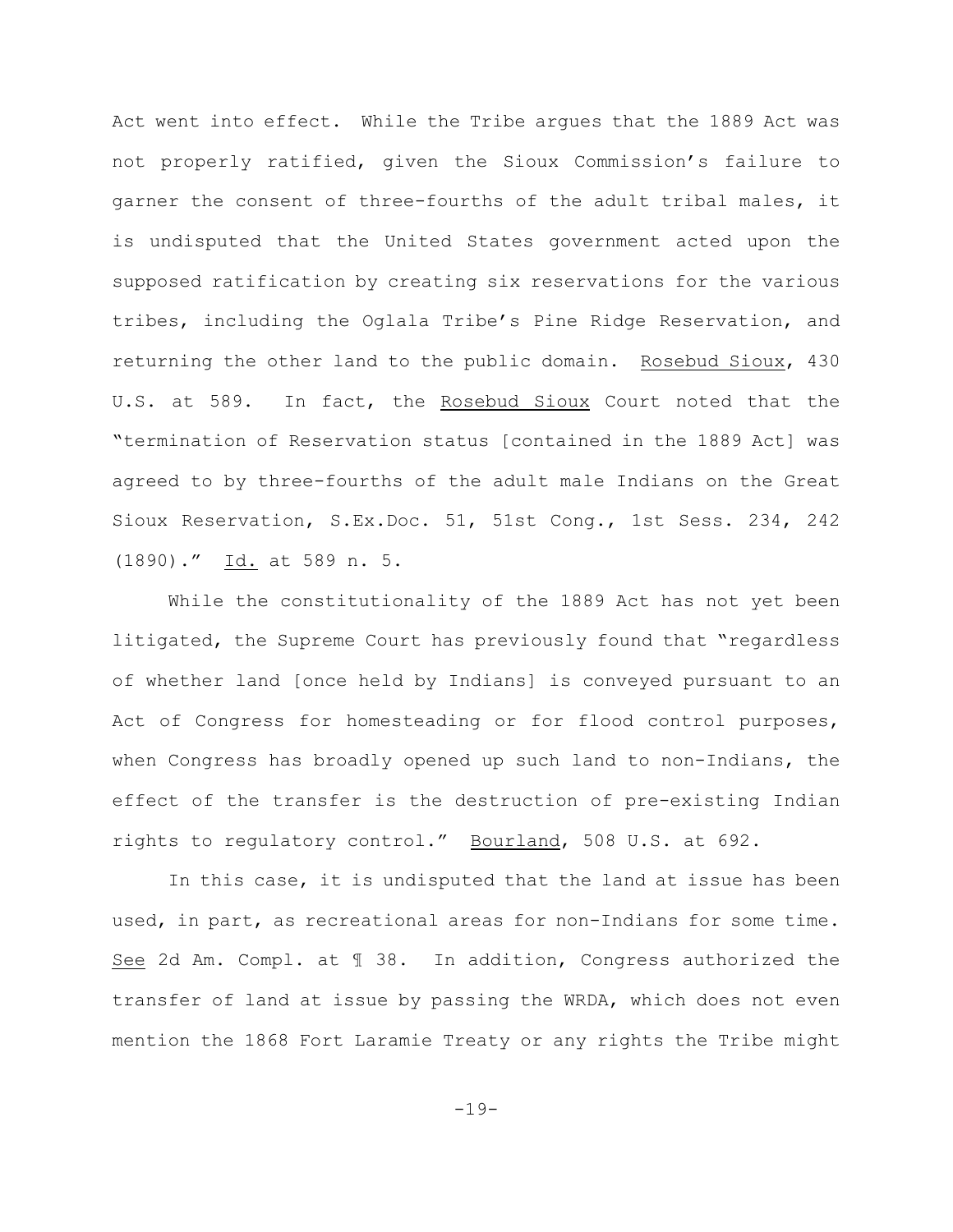Act went into effect. While the Tribe argues that the 1889 Act was not properly ratified, given the Sioux Commission's failure to garner the consent of three-fourths of the adult tribal males, it is undisputed that the United States government acted upon the supposed ratification by creating six reservations for the various tribes, including the Oglala Tribe's Pine Ridge Reservation, and returning the other land to the public domain. Rosebud Sioux, 430 U.S. at 589. In fact, the Rosebud Sioux Court noted that the "termination of Reservation status [contained in the 1889 Act] was agreed to by three-fourths of the adult male Indians on the Great Sioux Reservation, S.Ex.Doc. 51, 51st Cong., 1st Sess. 234, 242 (1890)." Id. at 589 n. 5.

While the constitutionality of the 1889 Act has not yet been litigated, the Supreme Court has previously found that "regardless of whether land [once held by Indians] is conveyed pursuant to an Act of Congress for homesteading or for flood control purposes, when Congress has broadly opened up such land to non-Indians, the effect of the transfer is the destruction of pre-existing Indian rights to regulatory control." Bourland, 508 U.S. at 692.

In this case, it is undisputed that the land at issue has been used, in part, as recreational areas for non-Indians for some time. See 2d Am. Compl. at ¶ 38. In addition, Congress authorized the transfer of land at issue by passing the WRDA, which does not even mention the 1868 Fort Laramie Treaty or any rights the Tribe might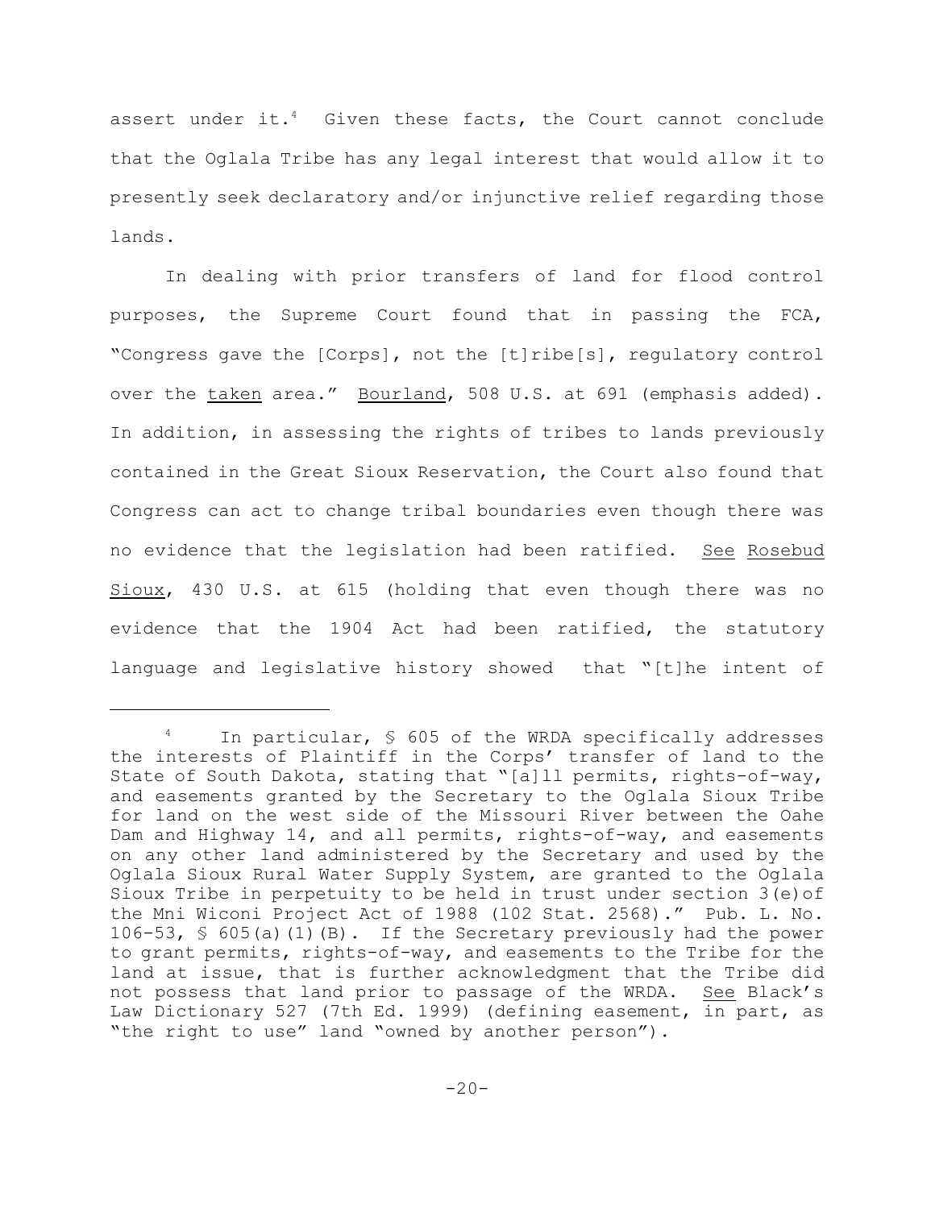assert under it.[4] Given these facts, the Court cannot conclude that the Oglala Tribe has any legal interest that would allow it to presently seek declaratory and/or injunctive relief regarding those lands.

In dealing with prior transfers of land for flood control purposes, the Supreme Court found that in passing the FCA, "Congress gave the [Corps], not the [t]ribe[s], regulatory control over the taken area." Bourland, 508 U.S. at 691 (emphasis added). In addition, in assessing the rights of tribes to lands previously contained in the Great Sioux Reservation, the Court also found that Congress can act to change tribal boundaries even though there was no evidence that the legislation had been ratified. See Rosebud Sioux, 430 U.S. at 615 (holding that even though there was no evidence that the 1904 Act had been ratified, the statutory language and legislative history showed that "[t]he intent of

---

[4] In particular, § 605 of the WRDA specifically addresses the interests of Plaintiff in the Corps' transfer of land to the State of South Dakota, stating that "[a]ll permits, rights-of-way, and easements granted by the Secretary to the Oglala Sioux Tribe for land on the west side of the Missouri River between the Oahe Dam and Highway 14, and all permits, rights-of-way, and easements on any other land administered by the Secretary and used by the Oglala Sioux Rural Water Supply System, are granted to the Oglala Sioux Tribe in perpetuity to be held in trust under section 3(e)of the Mni Wiconi Project Act of 1988 (102 Stat. 2568)." Pub. L. No. 106-53, § 605(a)(1)(B). If the Secretary previously had the power to grant permits, rights-of-way, and easements to the Tribe for the land at issue, that is further acknowledgment that the Tribe did not possess that land prior to passage of the WRDA. See Black's Law Dictionary 527 (7th Ed. 1999) (defining easement, in part, as "the right to use" land "owned by another person").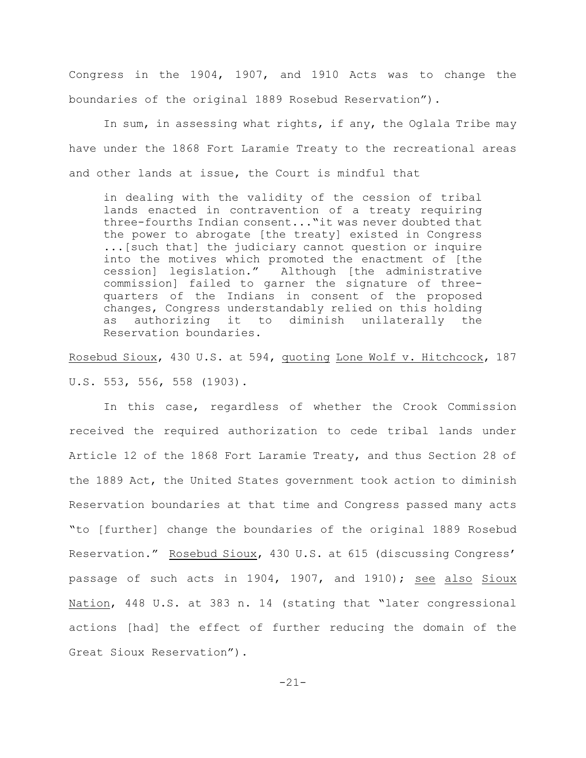Congress in the 1904, 1907, and 1910 Acts was to change the boundaries of the original 1889 Rosebud Reservation").

In sum, in assessing what rights, if any, the Oglala Tribe may have under the 1868 Fort Laramie Treaty to the recreational areas and other lands at issue, the Court is mindful that

> in dealing with the validity of the cession of tribal lands enacted in contravention of a treaty requiring three-fourths Indian consent..."it was never doubted that the power to abrogate [the treaty] existed in Congress ...[such that] the judiciary cannot question or inquire into the motives which promoted the enactment of [the cession] legislation." Although [the administrative commission] failed to garner the signature of three-quarters of the Indians in consent of the proposed changes, Congress understandably relied on this holding as authorizing it to diminish unilaterally the Reservation boundaries.

Rosebud Sioux, 430 U.S. at 594, quoting Lone Wolf v. Hitchcock, 187 U.S. 553, 556, 558 (1903).

In this case, regardless of whether the Crook Commission received the required authorization to cede tribal lands under Article 12 of the 1868 Fort Laramie Treaty, and thus Section 28 of the 1889 Act, the United States government took action to diminish Reservation boundaries at that time and Congress passed many acts "to [further] change the boundaries of the original 1889 Rosebud Reservation." Rosebud Sioux, 430 U.S. at 615 (discussing Congress' passage of such acts in 1904, 1907, and 1910); see also Sioux Nation, 448 U.S. at 383 n. 14 (stating that "later congressional actions [had] the effect of further reducing the domain of the Great Sioux Reservation").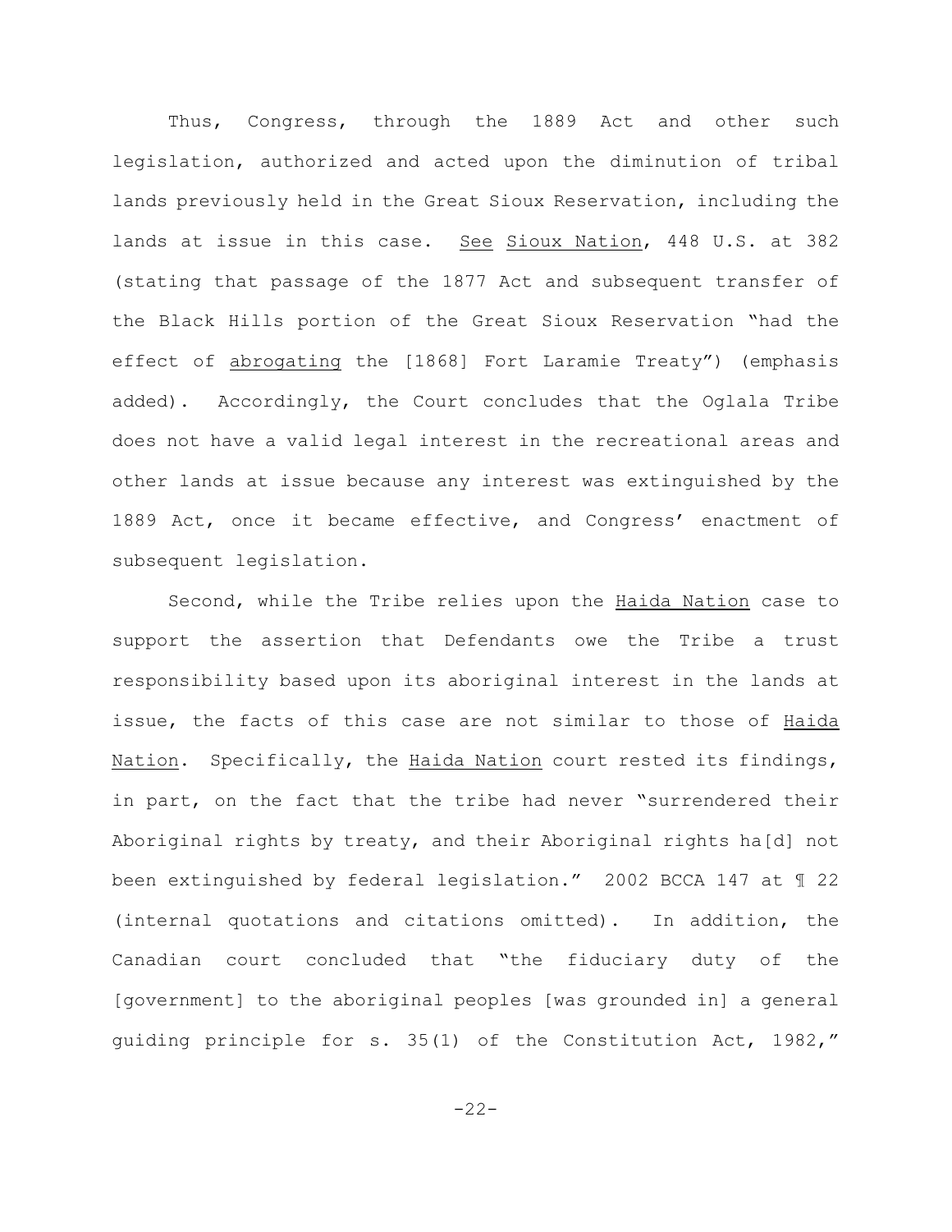Thus, Congress, through the 1889 Act and other such legislation, authorized and acted upon the diminution of tribal lands previously held in the Great Sioux Reservation, including the lands at issue in this case. See Sioux Nation, 448 U.S. at 382 (stating that passage of the 1877 Act and subsequent transfer of the Black Hills portion of the Great Sioux Reservation "had the effect of abrogating the [1868] Fort Laramie Treaty") (emphasis added). Accordingly, the Court concludes that the Oglala Tribe does not have a valid legal interest in the recreational areas and other lands at issue because any interest was extinguished by the 1889 Act, once it became effective, and Congress' enactment of subsequent legislation.

Second, while the Tribe relies upon the Haida Nation case to support the assertion that Defendants owe the Tribe a trust responsibility based upon its aboriginal interest in the lands at issue, the facts of this case are not similar to those of Haida Nation. Specifically, the Haida Nation court rested its findings, in part, on the fact that the tribe had never "surrendered their Aboriginal rights by treaty, and their Aboriginal rights ha[d] not been extinguished by federal legislation." 2002 BCCA 147 at ¶ 22 (internal quotations and citations omitted). In addition, the Canadian court concluded that "the fiduciary duty of the [government] to the aboriginal peoples [was grounded in] a general guiding principle for s. 35(1) of the Constitution Act, 1982,"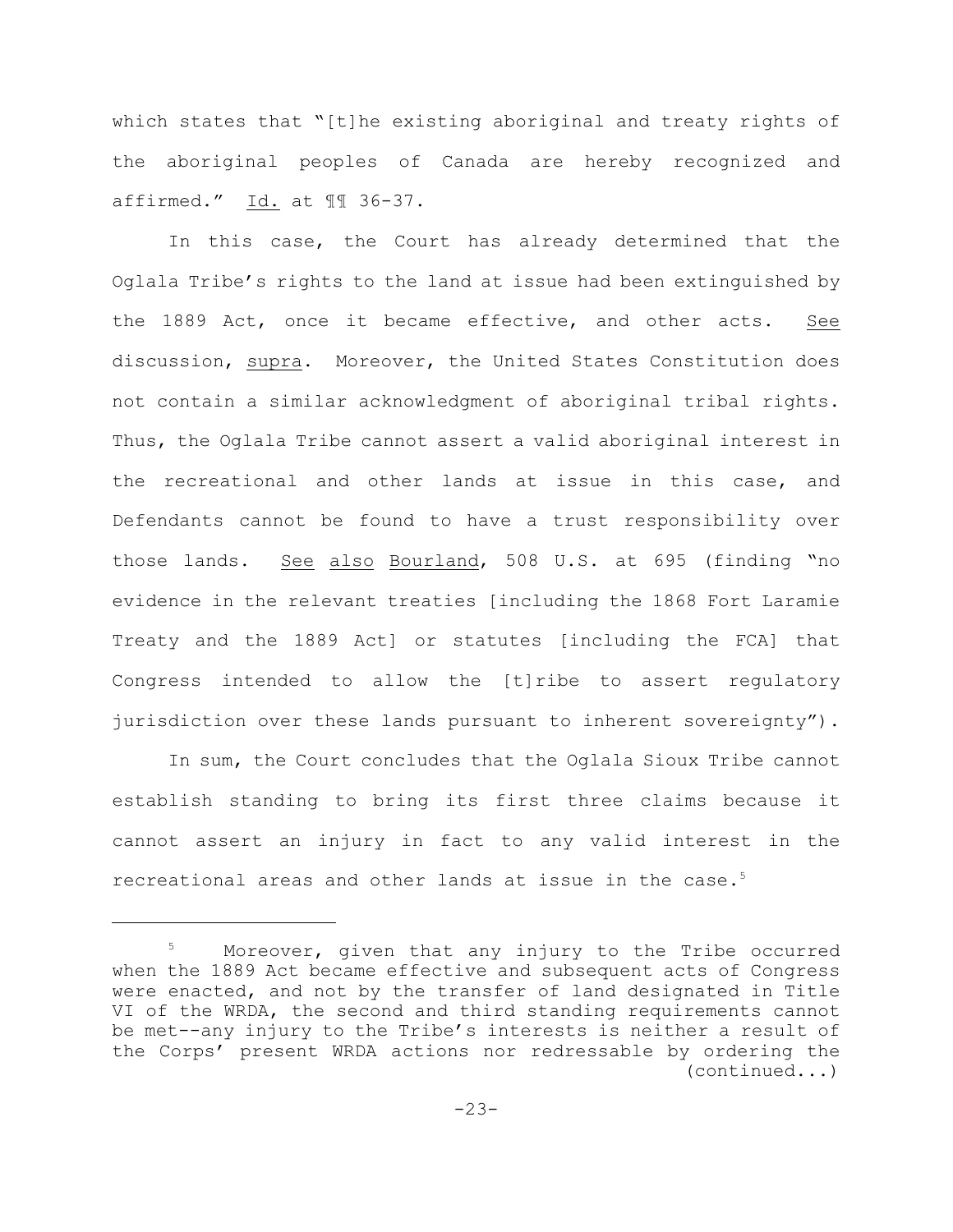which states that "[t]he existing aboriginal and treaty rights of the aboriginal peoples of Canada are hereby recognized and affirmed." Id. at ¶¶ 36-37.

In this case, the Court has already determined that the Oglala Tribe's rights to the land at issue had been extinguished by the 1889 Act, once it became effective, and other acts. See discussion, supra. Moreover, the United States Constitution does not contain a similar acknowledgment of aboriginal tribal rights. Thus, the Oglala Tribe cannot assert a valid aboriginal interest in the recreational and other lands at issue in this case, and Defendants cannot be found to have a trust responsibility over those lands. See also Bourland, 508 U.S. at 695 (finding "no evidence in the relevant treaties [including the 1868 Fort Laramie Treaty and the 1889 Act] or statutes [including the FCA] that Congress intended to allow the [t]ribe to assert regulatory jurisdiction over these lands pursuant to inherent sovereignty").

In sum, the Court concludes that the Oglala Sioux Tribe cannot establish standing to bring its first three claims because it cannot assert an injury in fact to any valid interest in the recreational areas and other lands at issue in the case.[5]

---

[5] Moreover, given that any injury to the Tribe occurred when the 1889 Act became effective and subsequent acts of Congress were enacted, and not by the transfer of land designated in Title VI of the WRDA, the second and third standing requirements cannot be met--any injury to the Tribe's interests is neither a result of the Corps' present WRDA actions nor redressable by ordering the (continued...)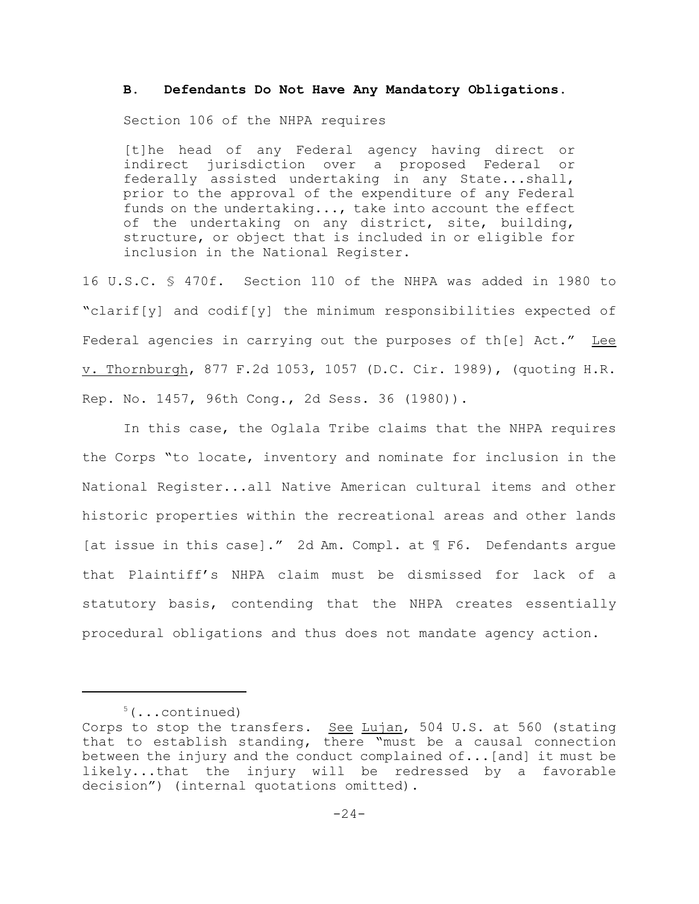### B. Defendants Do Not Have Any Mandatory Obligations.

Section 106 of the NHPA requires

> [t]he head of any Federal agency having direct or indirect jurisdiction over a proposed Federal or federally assisted undertaking in any State...shall, prior to the approval of the expenditure of any Federal funds on the undertaking..., take into account the effect of the undertaking on any district, site, building, structure, or object that is included in or eligible for inclusion in the National Register.

16 U.S.C. § 470f. Section 110 of the NHPA was added in 1980 to "clarif[y] and codif[y] the minimum responsibilities expected of Federal agencies in carrying out the purposes of th[e] Act." Lee v. Thornburgh, 877 F.2d 1053, 1057 (D.C. Cir. 1989), (quoting H.R. Rep. No. 1457, 96th Cong., 2d Sess. 36 (1980)).

In this case, the Oglala Tribe claims that the NHPA requires the Corps "to locate, inventory and nominate for inclusion in the National Register...all Native American cultural items and other historic properties within the recreational areas and other lands [at issue in this case]." 2d Am. Compl. at ¶ F6. Defendants argue that Plaintiff's NHPA claim must be dismissed for lack of a statutory basis, contending that the NHPA creates essentially procedural obligations and thus does not mandate agency action.

---

[5](...continued)
Corps to stop the transfers. See Lujan, 504 U.S. at 560 (stating that to establish standing, there "must be a causal connection between the injury and the conduct complained of...[and] it must be likely...that the injury will be redressed by a favorable decision") (internal quotations omitted).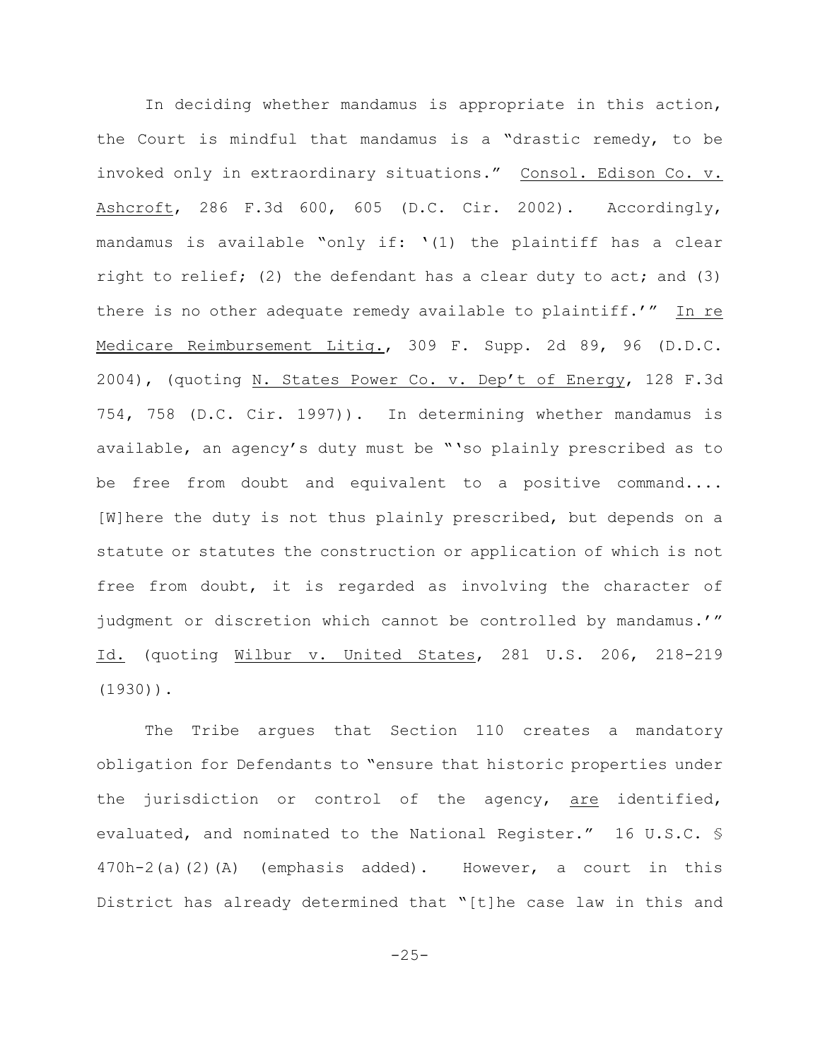In deciding whether mandamus is appropriate in this action, the Court is mindful that mandamus is a "drastic remedy, to be invoked only in extraordinary situations." Consol. Edison Co. v. Ashcroft, 286 F.3d 600, 605 (D.C. Cir. 2002). Accordingly, mandamus is available "only if: '(1) the plaintiff has a clear right to relief; (2) the defendant has a clear duty to act; and (3) there is no other adequate remedy available to plaintiff.'" In re Medicare Reimbursement Litig., 309 F. Supp. 2d 89, 96 (D.D.C. 2004), (quoting N. States Power Co. v. Dep't of Energy, 128 F.3d 754, 758 (D.C. Cir. 1997)). In determining whether mandamus is available, an agency's duty must be "'so plainly prescribed as to be free from doubt and equivalent to a positive command.... [W]here the duty is not thus plainly prescribed, but depends on a statute or statutes the construction or application of which is not free from doubt, it is regarded as involving the character of judgment or discretion which cannot be controlled by mandamus.'" Id. (quoting Wilbur v. United States, 281 U.S. 206, 218-219 (1930)).

The Tribe argues that Section 110 creates a mandatory obligation for Defendants to "ensure that historic properties under the jurisdiction or control of the agency, are identified, evaluated, and nominated to the National Register." 16 U.S.C. § 470h-2(a)(2)(A) (emphasis added). However, a court in this District has already determined that "[t]he case law in this and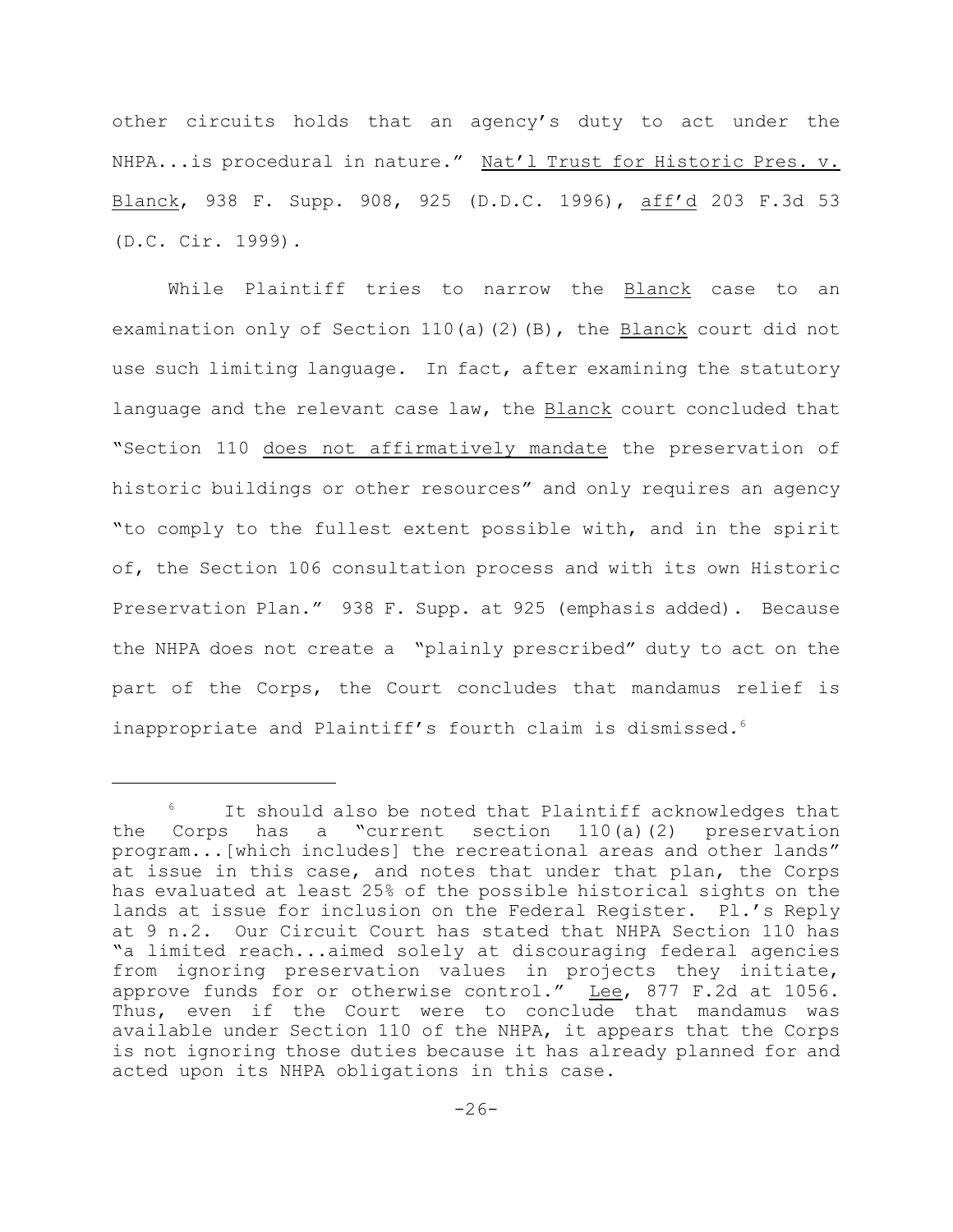other circuits holds that an agency's duty to act under the NHPA...is procedural in nature." Nat'l Trust for Historic Pres. v. Blanck, 938 F. Supp. 908, 925 (D.D.C. 1996), aff'd 203 F.3d 53 (D.C. Cir. 1999).

While Plaintiff tries to narrow the Blanck case to an examination only of Section 110(a)(2)(B), the Blanck court did not use such limiting language. In fact, after examining the statutory language and the relevant case law, the Blanck court concluded that "Section 110 does not affirmatively mandate the preservation of historic buildings or other resources" and only requires an agency "to comply to the fullest extent possible with, and in the spirit of, the Section 106 consultation process and with its own Historic Preservation Plan." 938 F. Supp. at 925 (emphasis added). Because the NHPA does not create a "plainly prescribed" duty to act on the part of the Corps, the Court concludes that mandamus relief is inappropriate and Plaintiff's fourth claim is dismissed.[6]

---

[6] It should also be noted that Plaintiff acknowledges that the Corps has a "current section 110(a)(2) preservation program...[which includes] the recreational areas and other lands" at issue in this case, and notes that under that plan, the Corps has evaluated at least 25% of the possible historical sights on the lands at issue for inclusion on the Federal Register. Pl.'s Reply at 9 n.2. Our Circuit Court has stated that NHPA Section 110 has "a limited reach...aimed solely at discouraging federal agencies from ignoring preservation values in projects they initiate, approve funds for or otherwise control." Lee, 877 F.2d at 1056. Thus, even if the Court were to conclude that mandamus was available under Section 110 of the NHPA, it appears that the Corps is not ignoring those duties because it has already planned for and acted upon its NHPA obligations in this case.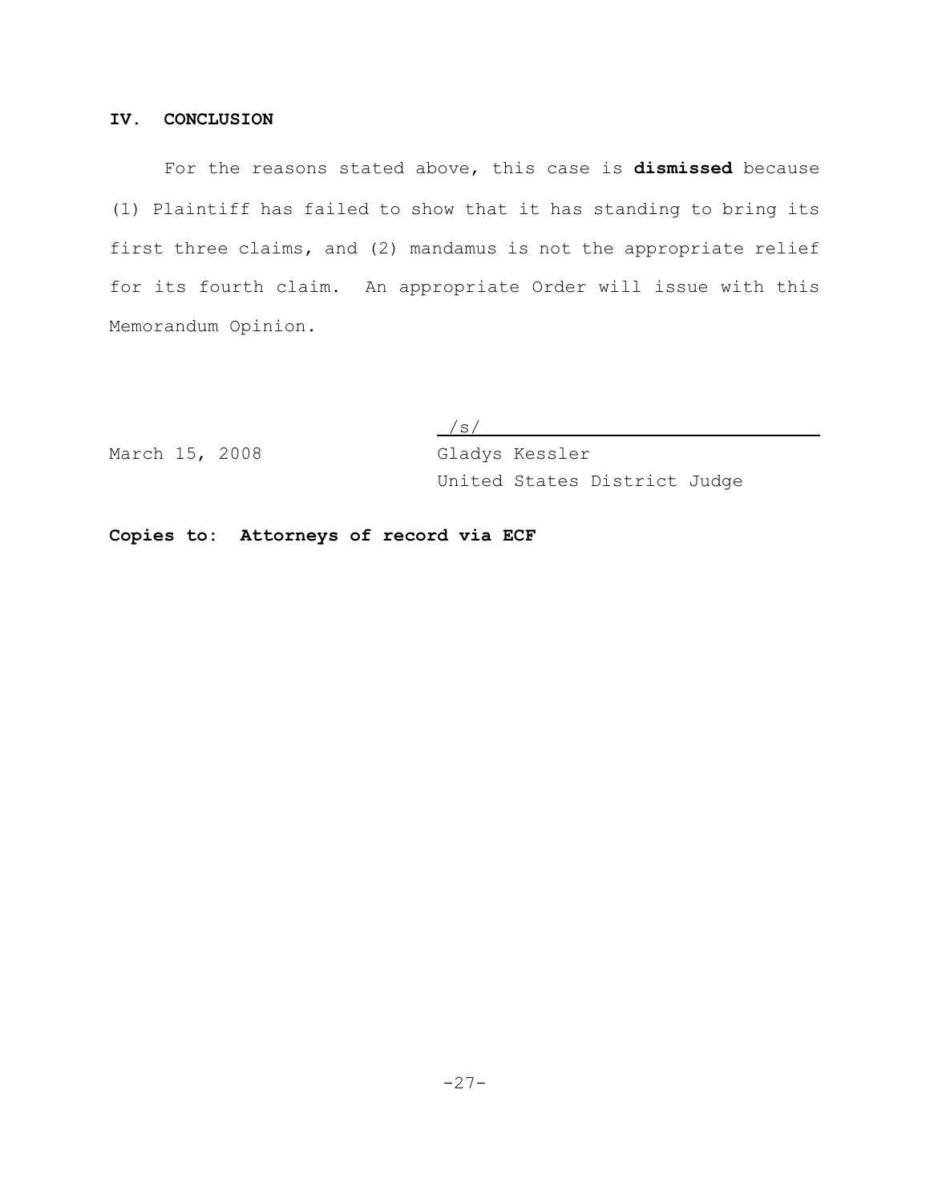**IV. CONCLUSION**

For the reasons stated above, this case is **dismissed** because (1) Plaintiff has failed to show that it has standing to bring its first three claims, and (2) mandamus is not the appropriate relief for its fourth claim. An appropriate Order will issue with this Memorandum Opinion.

/s/

March 15, 2008

Gladys Kessler
United States District Judge

**Copies to: Attorneys of record via ECF**